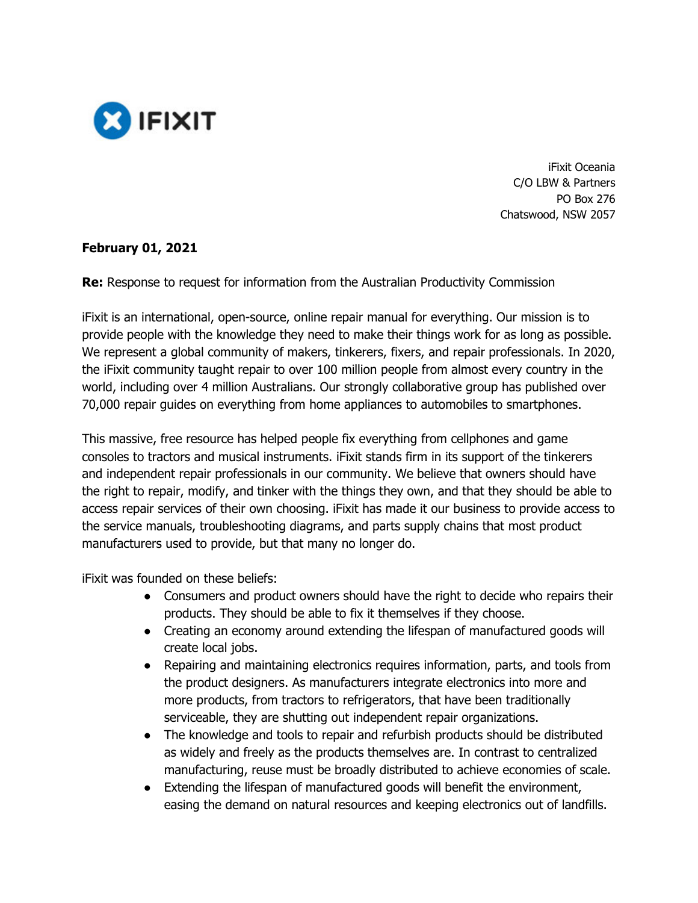IFIXIT

iFixit Oceania
C/O LBW & Partners
PO Box 276
Chatswood, NSW 2057

**February 01, 2021**

**Re:** Response to request for information from the Australian Productivity Commission

iFixit is an international, open-source, online repair manual for everything. Our mission is to provide people with the knowledge they need to make their things work for as long as possible. We represent a global community of makers, tinkerers, fixers, and repair professionals. In 2020, the iFixit community taught repair to over 100 million people from almost every country in the world, including over 4 million Australians. Our strongly collaborative group has published over 70,000 repair guides on everything from home appliances to automobiles to smartphones.

This massive, free resource has helped people fix everything from cellphones and game consoles to tractors and musical instruments. iFixit stands firm in its support of the tinkerers and independent repair professionals in our community. We believe that owners should have the right to repair, modify, and tinker with the things they own, and that they should be able to access repair services of their own choosing. iFixit has made it our business to provide access to the service manuals, troubleshooting diagrams, and parts supply chains that most product manufacturers used to provide, but that many no longer do.

iFixit was founded on these beliefs:

- Consumers and product owners should have the right to decide who repairs their products. They should be able to fix it themselves if they choose.
- Creating an economy around extending the lifespan of manufactured goods will create local jobs.
- Repairing and maintaining electronics requires information, parts, and tools from the product designers. As manufacturers integrate electronics into more and more products, from tractors to refrigerators, that have been traditionally serviceable, they are shutting out independent repair organizations.
- The knowledge and tools to repair and refurbish products should be distributed as widely and freely as the products themselves are. In contrast to centralized manufacturing, reuse must be broadly distributed to achieve economies of scale.
- Extending the lifespan of manufactured goods will benefit the environment, easing the demand on natural resources and keeping electronics out of landfills.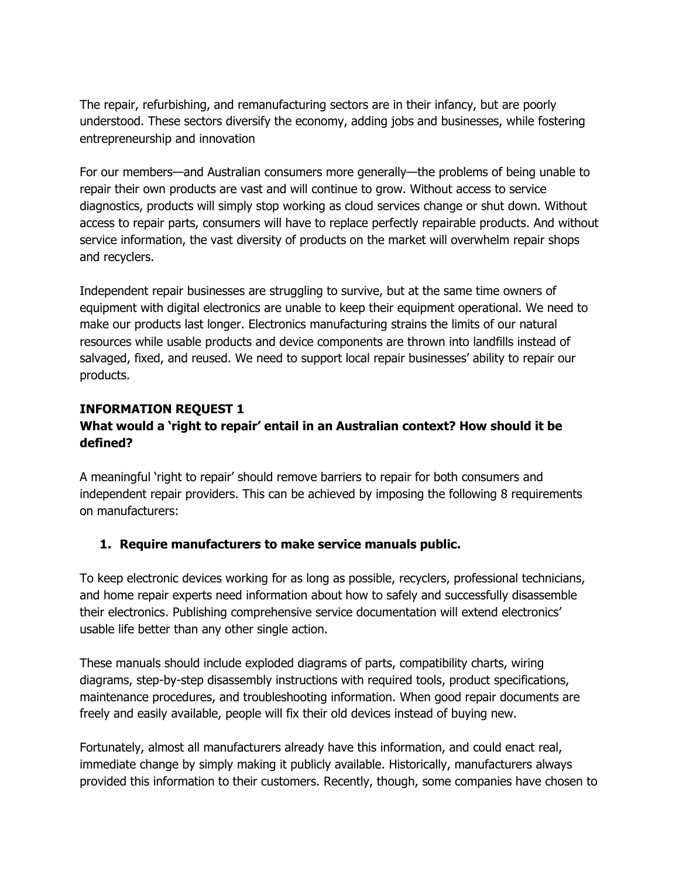The repair, refurbishing, and remanufacturing sectors are in their infancy, but are poorly understood. These sectors diversify the economy, adding jobs and businesses, while fostering entrepreneurship and innovation

For our members—and Australian consumers more generally—the problems of being unable to repair their own products are vast and will continue to grow. Without access to service diagnostics, products will simply stop working as cloud services change or shut down. Without access to repair parts, consumers will have to replace perfectly repairable products. And without service information, the vast diversity of products on the market will overwhelm repair shops and recyclers.

Independent repair businesses are struggling to survive, but at the same time owners of equipment with digital electronics are unable to keep their equipment operational. We need to make our products last longer. Electronics manufacturing strains the limits of our natural resources while usable products and device components are thrown into landfills instead of salvaged, fixed, and reused. We need to support local repair businesses' ability to repair our products.

**INFORMATION REQUEST 1**

**What would a 'right to repair' entail in an Australian context? How should it be defined?**

A meaningful 'right to repair' should remove barriers to repair for both consumers and independent repair providers. This can be achieved by imposing the following 8 requirements on manufacturers:

1. **Require manufacturers to make service manuals public.**

To keep electronic devices working for as long as possible, recyclers, professional technicians, and home repair experts need information about how to safely and successfully disassemble their electronics. Publishing comprehensive service documentation will extend electronics' usable life better than any other single action.

These manuals should include exploded diagrams of parts, compatibility charts, wiring diagrams, step-by-step disassembly instructions with required tools, product specifications, maintenance procedures, and troubleshooting information. When good repair documents are freely and easily available, people will fix their old devices instead of buying new.

Fortunately, almost all manufacturers already have this information, and could enact real, immediate change by simply making it publicly available. Historically, manufacturers always provided this information to their customers. Recently, though, some companies have chosen to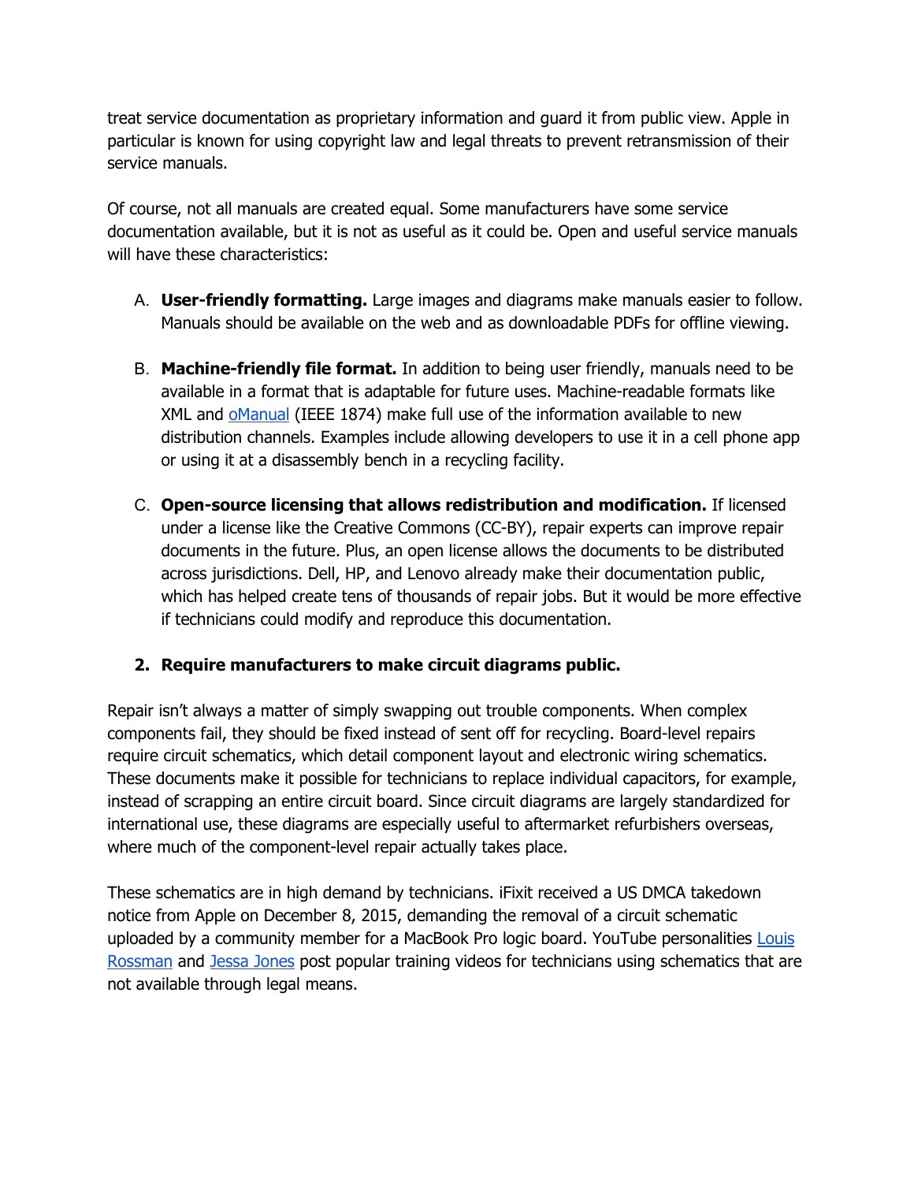treat service documentation as proprietary information and guard it from public view. Apple in particular is known for using copyright law and legal threats to prevent retransmission of their service manuals.

Of course, not all manuals are created equal. Some manufacturers have some service documentation available, but it is not as useful as it could be. Open and useful service manuals will have these characteristics:

A. **User-friendly formatting.** Large images and diagrams make manuals easier to follow. Manuals should be available on the web and as downloadable PDFs for offline viewing.

B. **Machine-friendly file format.** In addition to being user friendly, manuals need to be available in a format that is adaptable for future uses. Machine-readable formats like XML and oManual (IEEE 1874) make full use of the information available to new distribution channels. Examples include allowing developers to use it in a cell phone app or using it at a disassembly bench in a recycling facility.

C. **Open-source licensing that allows redistribution and modification.** If licensed under a license like the Creative Commons (CC-BY), repair experts can improve repair documents in the future. Plus, an open license allows the documents to be distributed across jurisdictions. Dell, HP, and Lenovo already make their documentation public, which has helped create tens of thousands of repair jobs. But it would be more effective if technicians could modify and reproduce this documentation.

**2. Require manufacturers to make circuit diagrams public.**

Repair isn't always a matter of simply swapping out trouble components. When complex components fail, they should be fixed instead of sent off for recycling. Board-level repairs require circuit schematics, which detail component layout and electronic wiring schematics. These documents make it possible for technicians to replace individual capacitors, for example, instead of scrapping an entire circuit board. Since circuit diagrams are largely standardized for international use, these diagrams are especially useful to aftermarket refurbishers overseas, where much of the component-level repair actually takes place.

These schematics are in high demand by technicians. iFixit received a US DMCA takedown notice from Apple on December 8, 2015, demanding the removal of a circuit schematic uploaded by a community member for a MacBook Pro logic board. YouTube personalities Louis Rossman and Jessa Jones post popular training videos for technicians using schematics that are not available through legal means.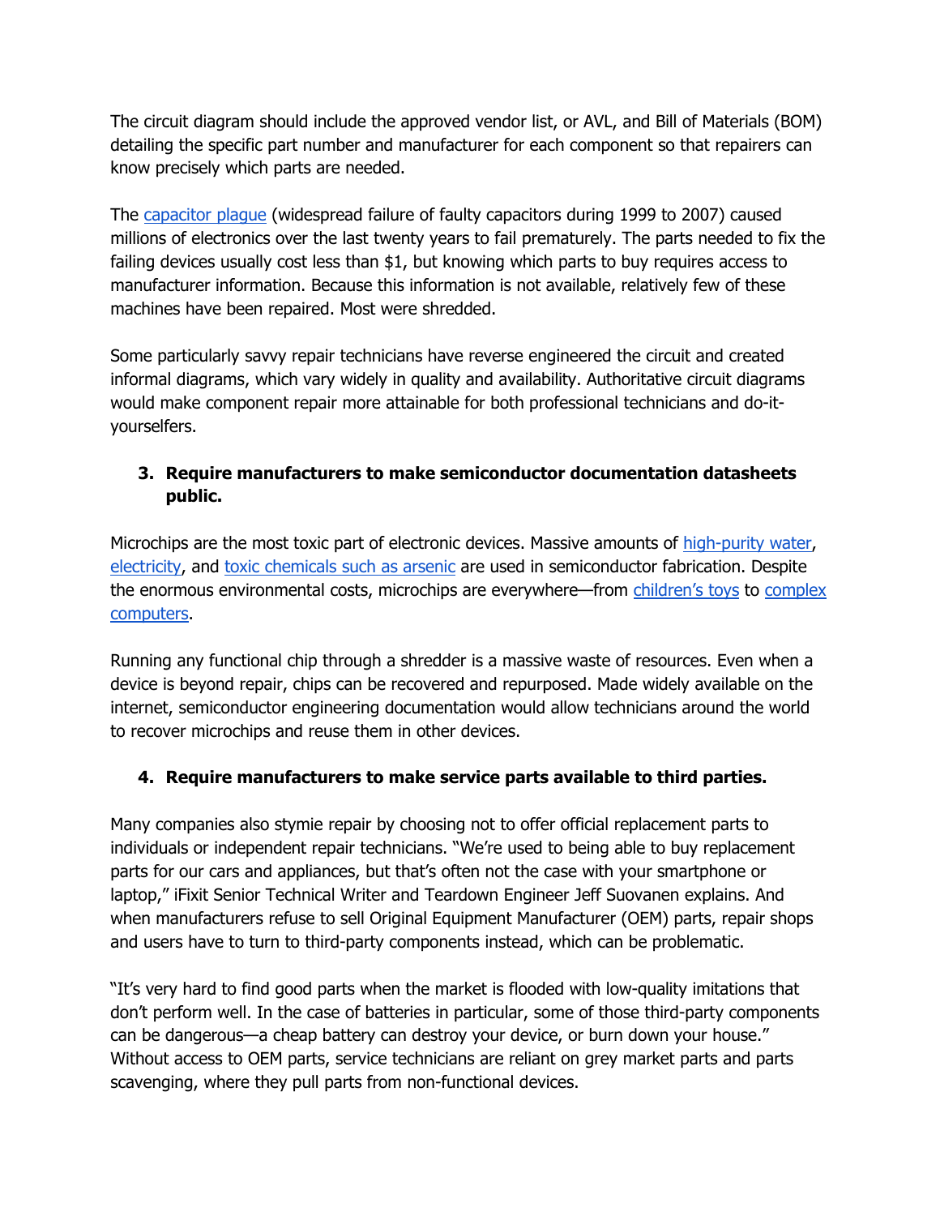The circuit diagram should include the approved vendor list, or AVL, and Bill of Materials (BOM) detailing the specific part number and manufacturer for each component so that repairers can know precisely which parts are needed.

The capacitor plague (widespread failure of faulty capacitors during 1999 to 2007) caused millions of electronics over the last twenty years to fail prematurely. The parts needed to fix the failing devices usually cost less than $1, but knowing which parts to buy requires access to manufacturer information. Because this information is not available, relatively few of these machines have been repaired. Most were shredded.

Some particularly savvy repair technicians have reverse engineered the circuit and created informal diagrams, which vary widely in quality and availability. Authoritative circuit diagrams would make component repair more attainable for both professional technicians and do-it-yourselfers.

3. **Require manufacturers to make semiconductor documentation datasheets public.**

Microchips are the most toxic part of electronic devices. Massive amounts of high-purity water, electricity, and toxic chemicals such as arsenic are used in semiconductor fabrication. Despite the enormous environmental costs, microchips are everywhere—from children's toys to complex computers.

Running any functional chip through a shredder is a massive waste of resources. Even when a device is beyond repair, chips can be recovered and repurposed. Made widely available on the internet, semiconductor engineering documentation would allow technicians around the world to recover microchips and reuse them in other devices.

4. **Require manufacturers to make service parts available to third parties.**

Many companies also stymie repair by choosing not to offer official replacement parts to individuals or independent repair technicians. "We're used to being able to buy replacement parts for our cars and appliances, but that's often not the case with your smartphone or laptop," iFixit Senior Technical Writer and Teardown Engineer Jeff Suovanen explains. And when manufacturers refuse to sell Original Equipment Manufacturer (OEM) parts, repair shops and users have to turn to third-party components instead, which can be problematic.

"It's very hard to find good parts when the market is flooded with low-quality imitations that don't perform well. In the case of batteries in particular, some of those third-party components can be dangerous—a cheap battery can destroy your device, or burn down your house." Without access to OEM parts, service technicians are reliant on grey market parts and parts scavenging, where they pull parts from non-functional devices.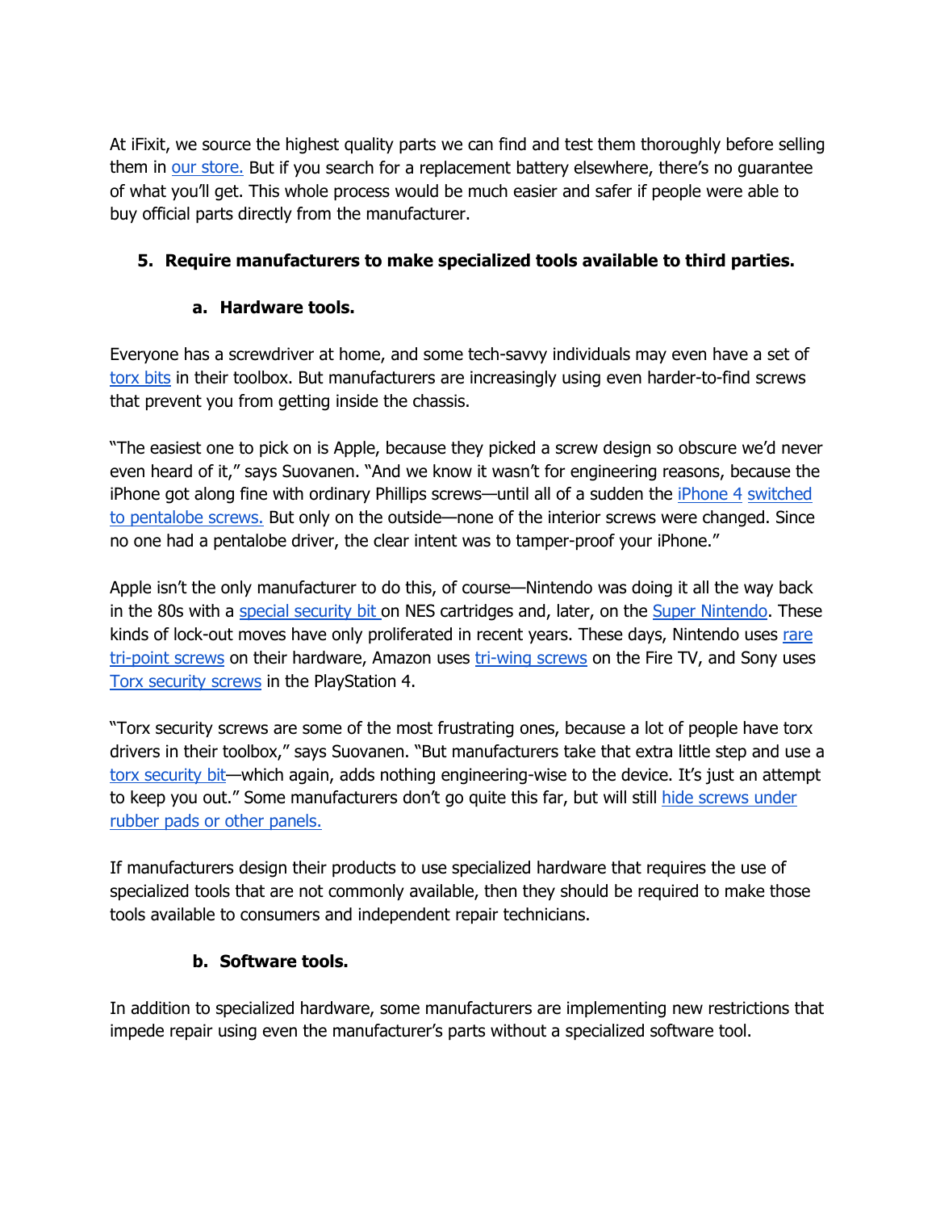At iFixit, we source the highest quality parts we can find and test them thoroughly before selling them in our store. But if you search for a replacement battery elsewhere, there's no guarantee of what you'll get. This whole process would be much easier and safer if people were able to buy official parts directly from the manufacturer.

5. **Require manufacturers to make specialized tools available to third parties.**

   a. **Hardware tools.**

Everyone has a screwdriver at home, and some tech-savvy individuals may even have a set of torx bits in their toolbox. But manufacturers are increasingly using even harder-to-find screws that prevent you from getting inside the chassis.

"The easiest one to pick on is Apple, because they picked a screw design so obscure we'd never even heard of it," says Suovanen. "And we know it wasn't for engineering reasons, because the iPhone got along fine with ordinary Phillips screws—until all of a sudden the iPhone 4 switched to pentalobe screws. But only on the outside—none of the interior screws were changed. Since no one had a pentalobe driver, the clear intent was to tamper-proof your iPhone."

Apple isn't the only manufacturer to do this, of course—Nintendo was doing it all the way back in the 80s with a special security bit on NES cartridges and, later, on the Super Nintendo. These kinds of lock-out moves have only proliferated in recent years. These days, Nintendo uses rare tri-point screws on their hardware, Amazon uses tri-wing screws on the Fire TV, and Sony uses Torx security screws in the PlayStation 4.

"Torx security screws are some of the most frustrating ones, because a lot of people have torx drivers in their toolbox," says Suovanen. "But manufacturers take that extra little step and use a torx security bit—which again, adds nothing engineering-wise to the device. It's just an attempt to keep you out." Some manufacturers don't go quite this far, but will still hide screws under rubber pads or other panels.

If manufacturers design their products to use specialized hardware that requires the use of specialized tools that are not commonly available, then they should be required to make those tools available to consumers and independent repair technicians.

   b. **Software tools.**

In addition to specialized hardware, some manufacturers are implementing new restrictions that impede repair using even the manufacturer's parts without a specialized software tool.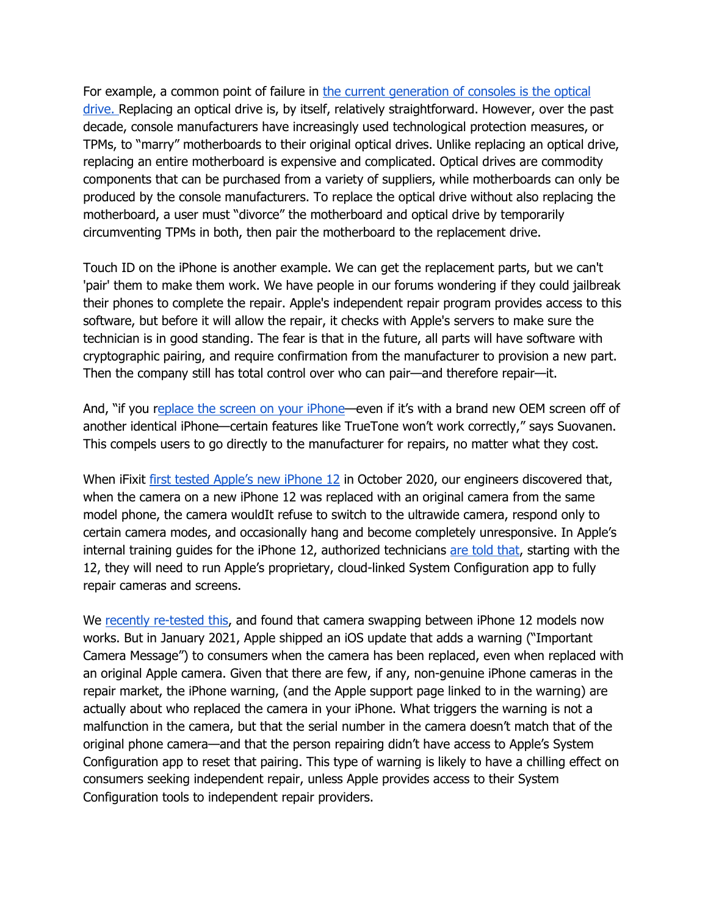For example, a common point of failure in [the current generation of consoles is the optical drive.](#) Replacing an optical drive is, by itself, relatively straightforward. However, over the past decade, console manufacturers have increasingly used technological protection measures, or TPMs, to "marry" motherboards to their original optical drives. Unlike replacing an optical drive, replacing an entire motherboard is expensive and complicated. Optical drives are commodity components that can be purchased from a variety of suppliers, while motherboards can only be produced by the console manufacturers. To replace the optical drive without also replacing the motherboard, a user must "divorce" the motherboard and optical drive by temporarily circumventing TPMs in both, then pair the motherboard to the replacement drive.

Touch ID on the iPhone is another example. We can get the replacement parts, but we can't 'pair' them to make them work. We have people in our forums wondering if they could jailbreak their phones to complete the repair. Apple's independent repair program provides access to this software, but before it will allow the repair, it checks with Apple's servers to make sure the technician is in good standing. The fear is that in the future, all parts will have software with cryptographic pairing, and require confirmation from the manufacturer to provision a new part. Then the company still has total control over who can pair—and therefore repair—it.

And, "if you [replace the screen on your iPhone](#)—even if it's with a brand new OEM screen off of another identical iPhone—certain features like TrueTone won't work correctly," says Suovanen. This compels users to go directly to the manufacturer for repairs, no matter what they cost.

When iFixit [first tested Apple's new iPhone 12](#) in October 2020, our engineers discovered that, when the camera on a new iPhone 12 was replaced with an original camera from the same model phone, the camera wouldIt refuse to switch to the ultrawide camera, respond only to certain camera modes, and occasionally hang and become completely unresponsive. In Apple's internal training guides for the iPhone 12, authorized technicians [are told that](#), starting with the 12, they will need to run Apple's proprietary, cloud-linked System Configuration app to fully repair cameras and screens.

We [recently re-tested this](#), and found that camera swapping between iPhone 12 models now works. But in January 2021, Apple shipped an iOS update that adds a warning ("Important Camera Message") to consumers when the camera has been replaced, even when replaced with an original Apple camera. Given that there are few, if any, non-genuine iPhone cameras in the repair market, the iPhone warning, (and the Apple support page linked to in the warning) are actually about who replaced the camera in your iPhone. What triggers the warning is not a malfunction in the camera, but that the serial number in the camera doesn't match that of the original phone camera—and that the person repairing didn't have access to Apple's System Configuration app to reset that pairing. This type of warning is likely to have a chilling effect on consumers seeking independent repair, unless Apple provides access to their System Configuration tools to independent repair providers.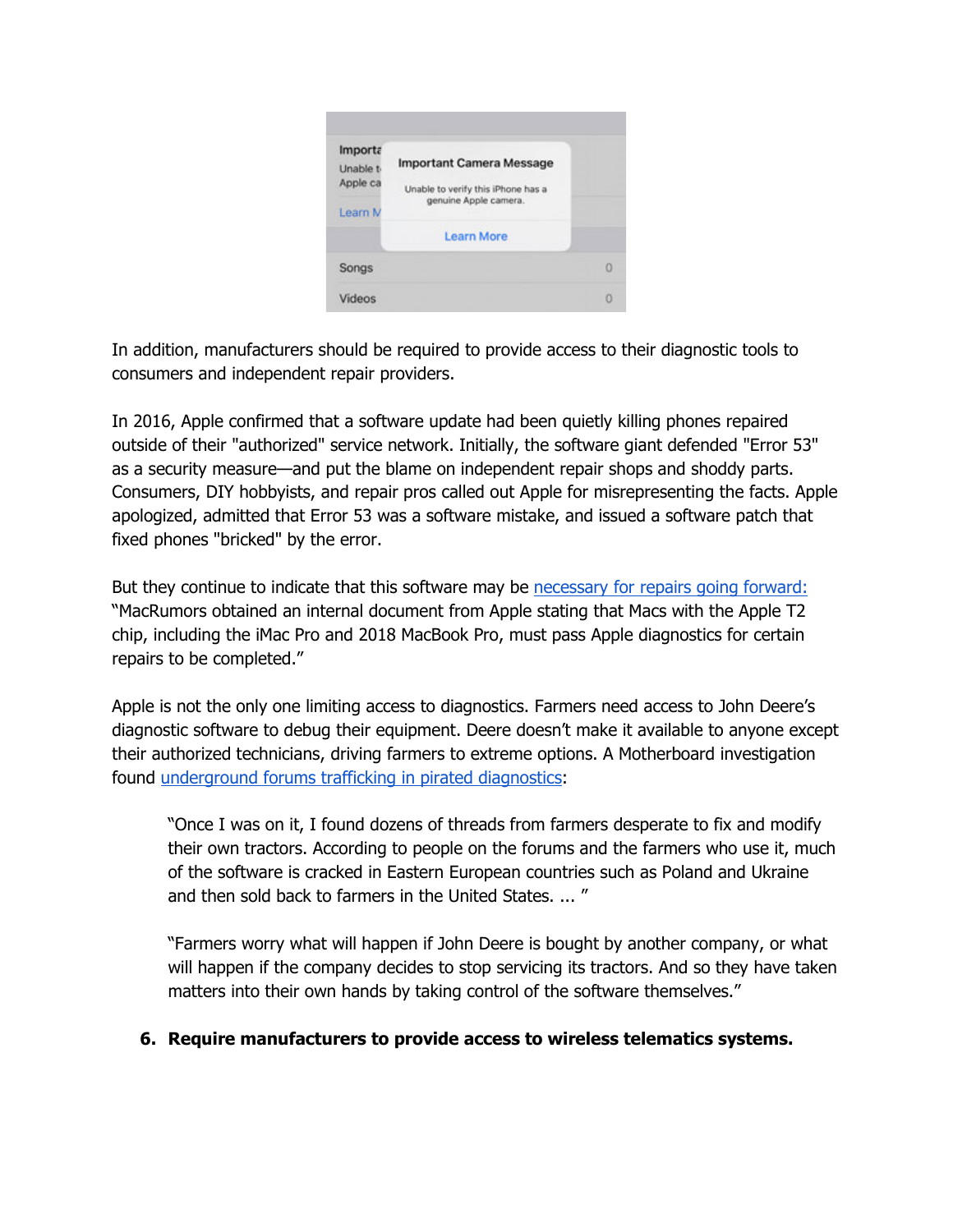In addition, manufacturers should be required to provide access to their diagnostic tools to consumers and independent repair providers.

In 2016, Apple confirmed that a software update had been quietly killing phones repaired outside of their "authorized" service network. Initially, the software giant defended "Error 53" as a security measure—and put the blame on independent repair shops and shoddy parts. Consumers, DIY hobbyists, and repair pros called out Apple for misrepresenting the facts. Apple apologized, admitted that Error 53 was a software mistake, and issued a software patch that fixed phones "bricked" by the error.

But they continue to indicate that this software may be [necessary for repairs going forward:](#) "MacRumors obtained an internal document from Apple stating that Macs with the Apple T2 chip, including the iMac Pro and 2018 MacBook Pro, must pass Apple diagnostics for certain repairs to be completed."

Apple is not the only one limiting access to diagnostics. Farmers need access to John Deere's diagnostic software to debug their equipment. Deere doesn't make it available to anyone except their authorized technicians, driving farmers to extreme options. A Motherboard investigation found [underground forums trafficking in pirated diagnostics](#):

> "Once I was on it, I found dozens of threads from farmers desperate to fix and modify their own tractors. According to people on the forums and the farmers who use it, much of the software is cracked in Eastern European countries such as Poland and Ukraine and then sold back to farmers in the United States. ... "
>
> "Farmers worry what will happen if John Deere is bought by another company, or what will happen if the company decides to stop servicing its tractors. And so they have taken matters into their own hands by taking control of the software themselves."

6. **Require manufacturers to provide access to wireless telematics systems.**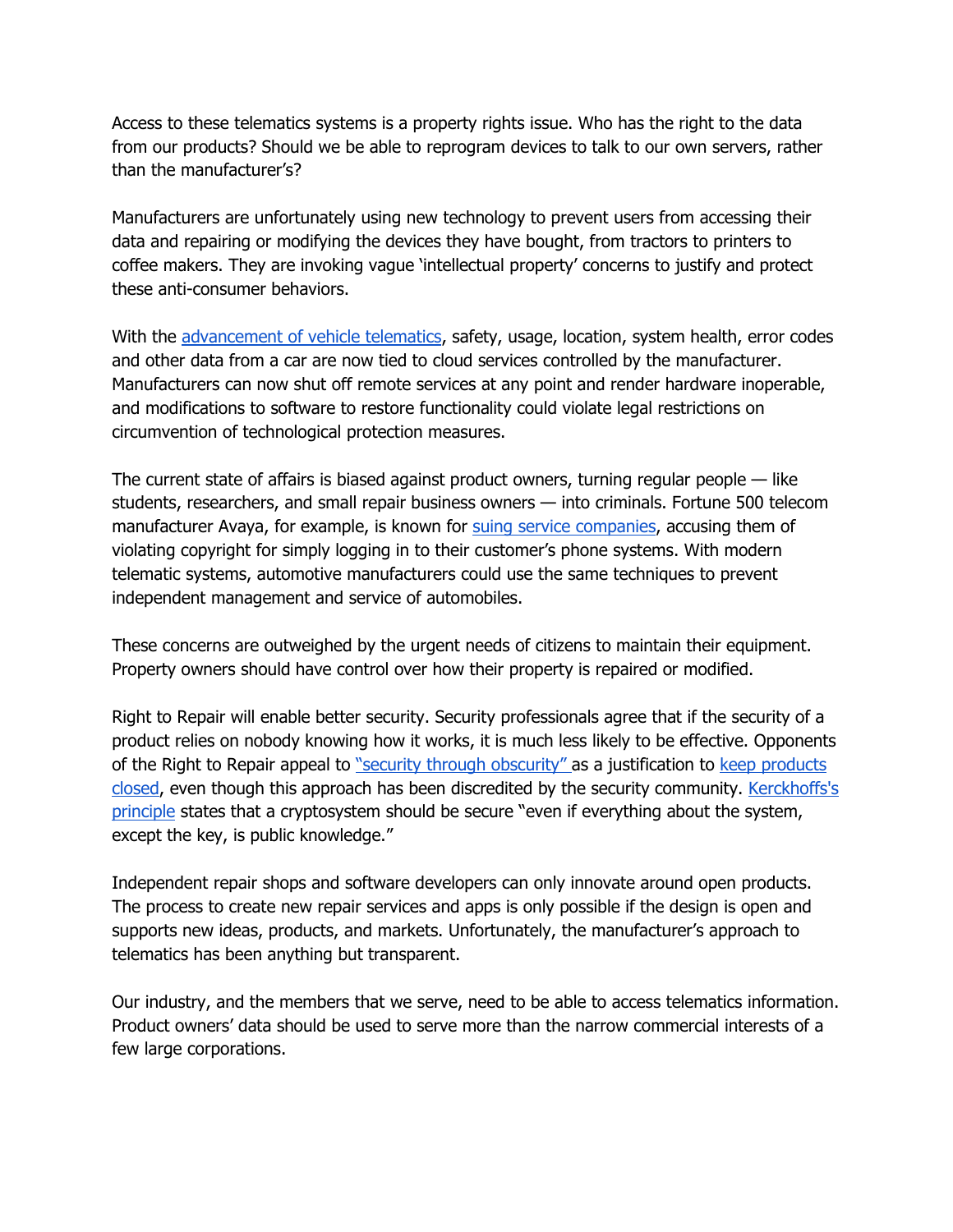Access to these telematics systems is a property rights issue. Who has the right to the data from our products? Should we be able to reprogram devices to talk to our own servers, rather than the manufacturer's?

Manufacturers are unfortunately using new technology to prevent users from accessing their data and repairing or modifying the devices they have bought, from tractors to printers to coffee makers. They are invoking vague 'intellectual property' concerns to justify and protect these anti-consumer behaviors.

With the advancement of vehicle telematics, safety, usage, location, system health, error codes and other data from a car are now tied to cloud services controlled by the manufacturer. Manufacturers can now shut off remote services at any point and render hardware inoperable, and modifications to software to restore functionality could violate legal restrictions on circumvention of technological protection measures.

The current state of affairs is biased against product owners, turning regular people — like students, researchers, and small repair business owners — into criminals. Fortune 500 telecom manufacturer Avaya, for example, is known for suing service companies, accusing them of violating copyright for simply logging in to their customer's phone systems. With modern telematic systems, automotive manufacturers could use the same techniques to prevent independent management and service of automobiles.

These concerns are outweighed by the urgent needs of citizens to maintain their equipment. Property owners should have control over how their property is repaired or modified.

Right to Repair will enable better security. Security professionals agree that if the security of a product relies on nobody knowing how it works, it is much less likely to be effective. Opponents of the Right to Repair appeal to "security through obscurity" as a justification to keep products closed, even though this approach has been discredited by the security community. Kerckhoffs's principle states that a cryptosystem should be secure "even if everything about the system, except the key, is public knowledge."

Independent repair shops and software developers can only innovate around open products. The process to create new repair services and apps is only possible if the design is open and supports new ideas, products, and markets. Unfortunately, the manufacturer's approach to telematics has been anything but transparent.

Our industry, and the members that we serve, need to be able to access telematics information. Product owners' data should be used to serve more than the narrow commercial interests of a few large corporations.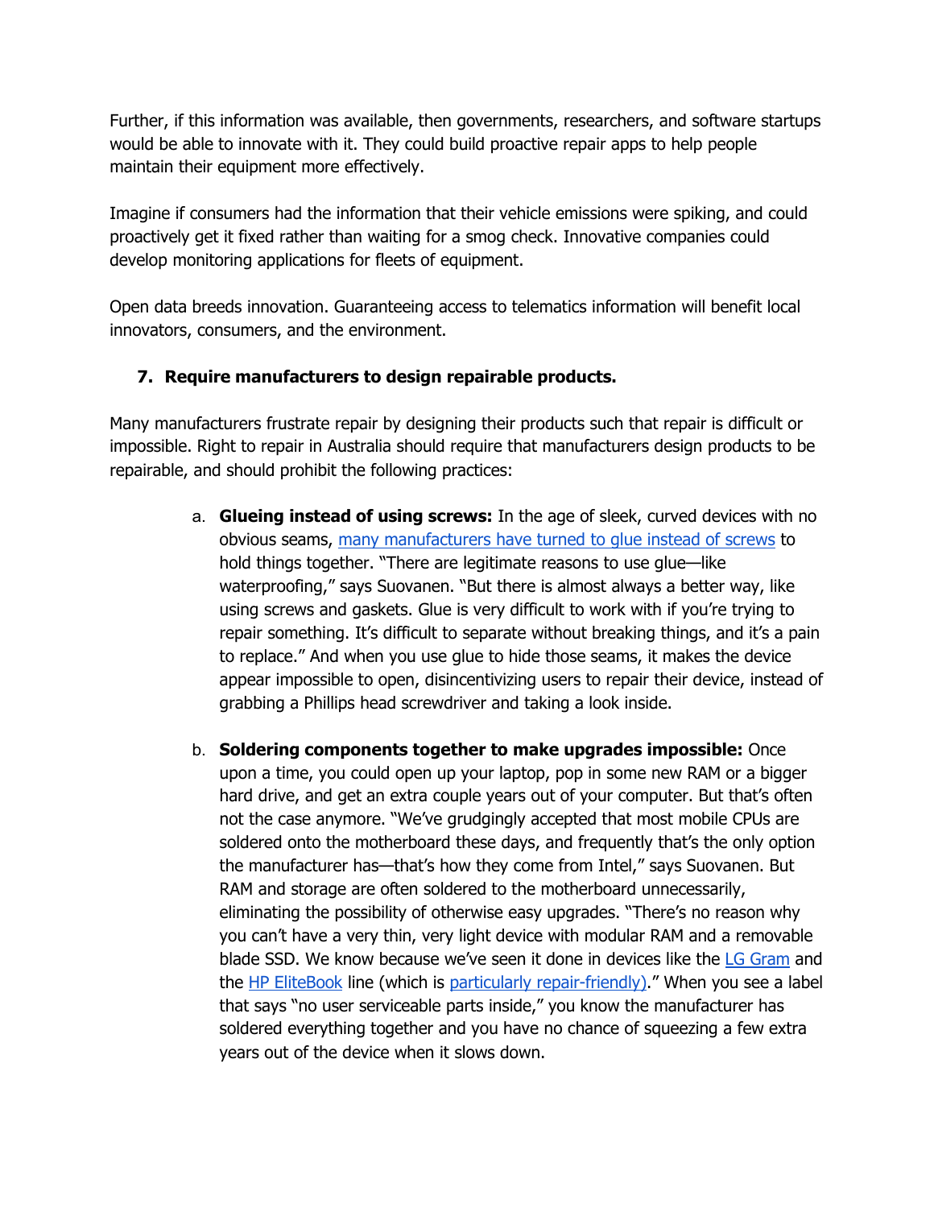Further, if this information was available, then governments, researchers, and software startups would be able to innovate with it. They could build proactive repair apps to help people maintain their equipment more effectively.

Imagine if consumers had the information that their vehicle emissions were spiking, and could proactively get it fixed rather than waiting for a smog check. Innovative companies could develop monitoring applications for fleets of equipment.

Open data breeds innovation. Guaranteeing access to telematics information will benefit local innovators, consumers, and the environment.

7. **Require manufacturers to design repairable products.**

Many manufacturers frustrate repair by designing their products such that repair is difficult or impossible. Right to repair in Australia should require that manufacturers design products to be repairable, and should prohibit the following practices:

a. **Glueing instead of using screws:** In the age of sleek, curved devices with no obvious seams, many manufacturers have turned to glue instead of screws to hold things together. "There are legitimate reasons to use glue—like waterproofing," says Suovanen. "But there is almost always a better way, like using screws and gaskets. Glue is very difficult to work with if you're trying to repair something. It's difficult to separate without breaking things, and it's a pain to replace." And when you use glue to hide those seams, it makes the device appear impossible to open, disincentivizing users to repair their device, instead of grabbing a Phillips head screwdriver and taking a look inside.

b. **Soldering components together to make upgrades impossible:** Once upon a time, you could open up your laptop, pop in some new RAM or a bigger hard drive, and get an extra couple years out of your computer. But that's often not the case anymore. "We've grudgingly accepted that most mobile CPUs are soldered onto the motherboard these days, and frequently that's the only option the manufacturer has—that's how they come from Intel," says Suovanen. But RAM and storage are often soldered to the motherboard unnecessarily, eliminating the possibility of otherwise easy upgrades. "There's no reason why you can't have a very thin, very light device with modular RAM and a removable blade SSD. We know because we've seen it done in devices like the LG Gram and the HP EliteBook line (which is particularly repair-friendly)." When you see a label that says "no user serviceable parts inside," you know the manufacturer has soldered everything together and you have no chance of squeezing a few extra years out of the device when it slows down.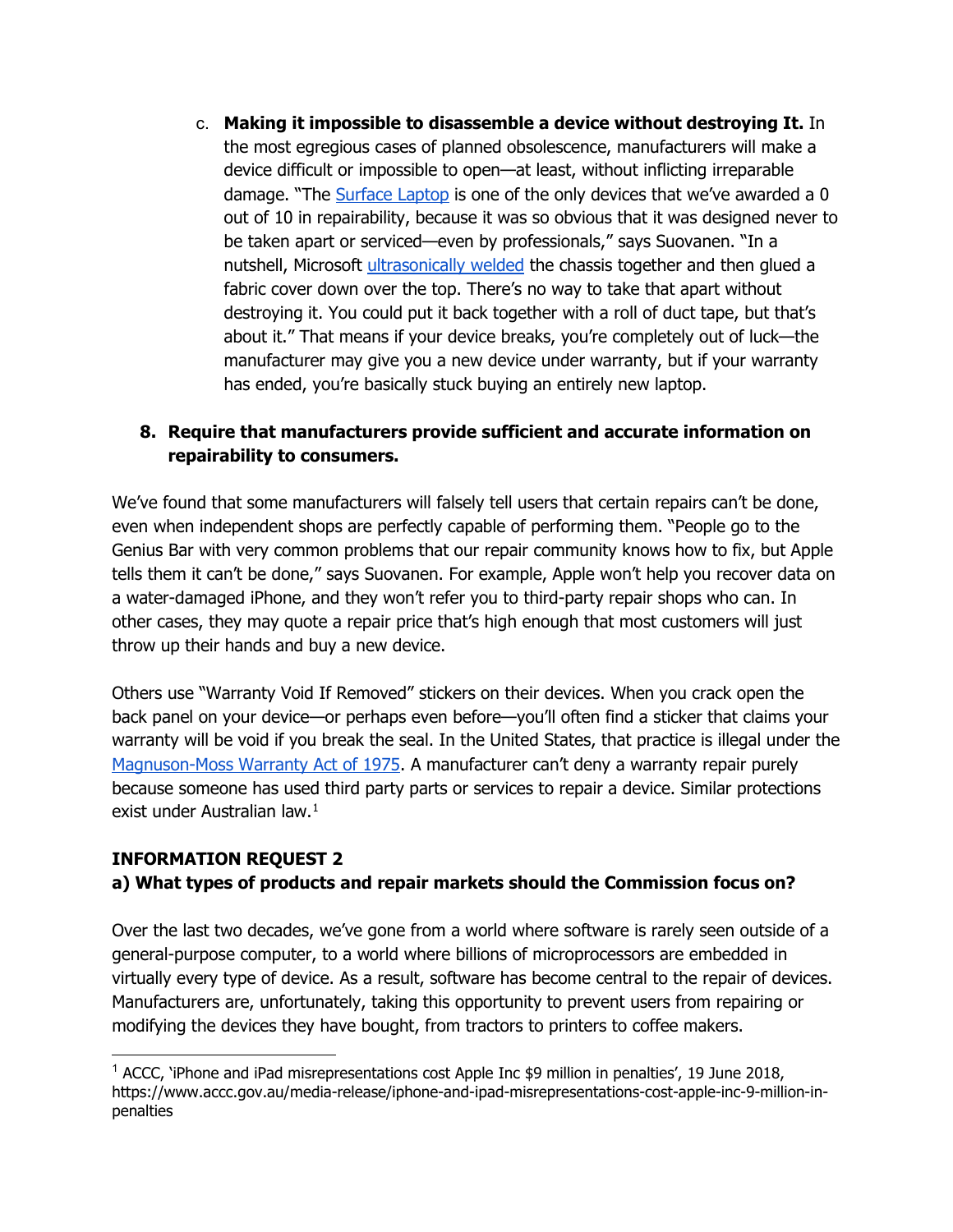c. **Making it impossible to disassemble a device without destroying It.** In the most egregious cases of planned obsolescence, manufacturers will make a device difficult or impossible to open—at least, without inflicting irreparable damage. "The Surface Laptop is one of the only devices that we've awarded a 0 out of 10 in repairability, because it was so obvious that it was designed never to be taken apart or serviced—even by professionals," says Suovanen. "In a nutshell, Microsoft ultrasonically welded the chassis together and then glued a fabric cover down over the top. There's no way to take that apart without destroying it. You could put it back together with a roll of duct tape, but that's about it." That means if your device breaks, you're completely out of luck—the manufacturer may give you a new device under warranty, but if your warranty has ended, you're basically stuck buying an entirely new laptop.

8. **Require that manufacturers provide sufficient and accurate information on repairability to consumers.**

We've found that some manufacturers will falsely tell users that certain repairs can't be done, even when independent shops are perfectly capable of performing them. "People go to the Genius Bar with very common problems that our repair community knows how to fix, but Apple tells them it can't be done," says Suovanen. For example, Apple won't help you recover data on a water-damaged iPhone, and they won't refer you to third-party repair shops who can. In other cases, they may quote a repair price that's high enough that most customers will just throw up their hands and buy a new device.

Others use "Warranty Void If Removed" stickers on their devices. When you crack open the back panel on your device—or perhaps even before—you'll often find a sticker that claims your warranty will be void if you break the seal. In the United States, that practice is illegal under the Magnuson-Moss Warranty Act of 1975. A manufacturer can't deny a warranty repair purely because someone has used third party parts or services to repair a device. Similar protections exist under Australian law.[1]

**INFORMATION REQUEST 2**

**a) What types of products and repair markets should the Commission focus on?**

Over the last two decades, we've gone from a world where software is rarely seen outside of a general-purpose computer, to a world where billions of microprocessors are embedded in virtually every type of device. As a result, software has become central to the repair of devices. Manufacturers are, unfortunately, taking this opportunity to prevent users from repairing or modifying the devices they have bought, from tractors to printers to coffee makers.

[1] ACCC, 'iPhone and iPad misrepresentations cost Apple Inc $9 million in penalties', 19 June 2018, https://www.accc.gov.au/media-release/iphone-and-ipad-misrepresentations-cost-apple-inc-9-million-in-penalties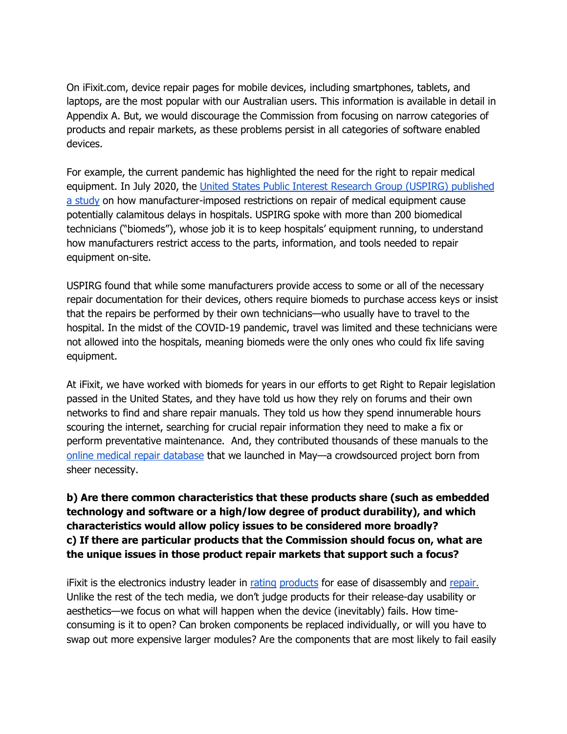On iFixit.com, device repair pages for mobile devices, including smartphones, tablets, and laptops, are the most popular with our Australian users. This information is available in detail in Appendix A. But, we would discourage the Commission from focusing on narrow categories of products and repair markets, as these problems persist in all categories of software enabled devices.

For example, the current pandemic has highlighted the need for the right to repair medical equipment. In July 2020, the United States Public Interest Research Group (USPIRG) published a study on how manufacturer-imposed restrictions on repair of medical equipment cause potentially calamitous delays in hospitals. USPIRG spoke with more than 200 biomedical technicians ("biomeds"), whose job it is to keep hospitals' equipment running, to understand how manufacturers restrict access to the parts, information, and tools needed to repair equipment on-site.

USPIRG found that while some manufacturers provide access to some or all of the necessary repair documentation for their devices, others require biomeds to purchase access keys or insist that the repairs be performed by their own technicians—who usually have to travel to the hospital. In the midst of the COVID-19 pandemic, travel was limited and these technicians were not allowed into the hospitals, meaning biomeds were the only ones who could fix life saving equipment.

At iFixit, we have worked with biomeds for years in our efforts to get Right to Repair legislation passed in the United States, and they have told us how they rely on forums and their own networks to find and share repair manuals. They told us how they spend innumerable hours scouring the internet, searching for crucial repair information they need to make a fix or perform preventative maintenance. And, they contributed thousands of these manuals to the online medical repair database that we launched in May—a crowdsourced project born from sheer necessity.

**b) Are there common characteristics that these products share (such as embedded technology and software or a high/low degree of product durability), and which characteristics would allow policy issues to be considered more broadly?**
**c) If there are particular products that the Commission should focus on, what are the unique issues in those product repair markets that support such a focus?**

iFixit is the electronics industry leader in rating products for ease of disassembly and repair. Unlike the rest of the tech media, we don't judge products for their release-day usability or aesthetics—we focus on what will happen when the device (inevitably) fails. How time-consuming is it to open? Can broken components be replaced individually, or will you have to swap out more expensive larger modules? Are the components that are most likely to fail easily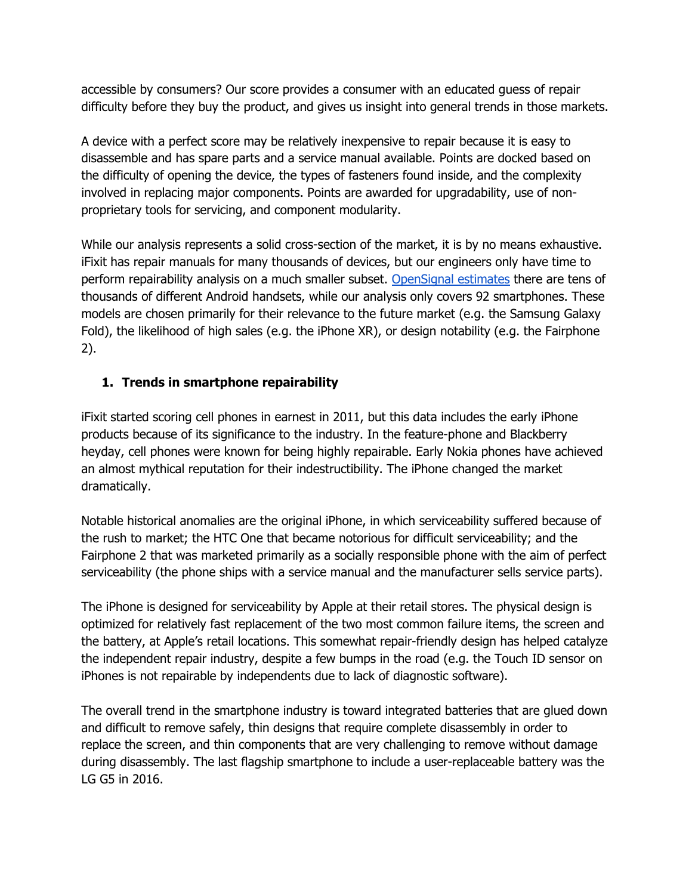accessible by consumers? Our score provides a consumer with an educated guess of repair difficulty before they buy the product, and gives us insight into general trends in those markets.

A device with a perfect score may be relatively inexpensive to repair because it is easy to disassemble and has spare parts and a service manual available. Points are docked based on the difficulty of opening the device, the types of fasteners found inside, and the complexity involved in replacing major components. Points are awarded for upgradability, use of non-proprietary tools for servicing, and component modularity.

While our analysis represents a solid cross-section of the market, it is by no means exhaustive. iFixit has repair manuals for many thousands of devices, but our engineers only have time to perform repairability analysis on a much smaller subset. OpenSignal estimates there are tens of thousands of different Android handsets, while our analysis only covers 92 smartphones. These models are chosen primarily for their relevance to the future market (e.g. the Samsung Galaxy Fold), the likelihood of high sales (e.g. the iPhone XR), or design notability (e.g. the Fairphone 2).

## 1. Trends in smartphone repairability

iFixit started scoring cell phones in earnest in 2011, but this data includes the early iPhone products because of its significance to the industry. In the feature-phone and Blackberry heyday, cell phones were known for being highly repairable. Early Nokia phones have achieved an almost mythical reputation for their indestructibility. The iPhone changed the market dramatically.

Notable historical anomalies are the original iPhone, in which serviceability suffered because of the rush to market; the HTC One that became notorious for difficult serviceability; and the Fairphone 2 that was marketed primarily as a socially responsible phone with the aim of perfect serviceability (the phone ships with a service manual and the manufacturer sells service parts).

The iPhone is designed for serviceability by Apple at their retail stores. The physical design is optimized for relatively fast replacement of the two most common failure items, the screen and the battery, at Apple's retail locations. This somewhat repair-friendly design has helped catalyze the independent repair industry, despite a few bumps in the road (e.g. the Touch ID sensor on iPhones is not repairable by independents due to lack of diagnostic software).

The overall trend in the smartphone industry is toward integrated batteries that are glued down and difficult to remove safely, thin designs that require complete disassembly in order to replace the screen, and thin components that are very challenging to remove without damage during disassembly. The last flagship smartphone to include a user-replaceable battery was the LG G5 in 2016.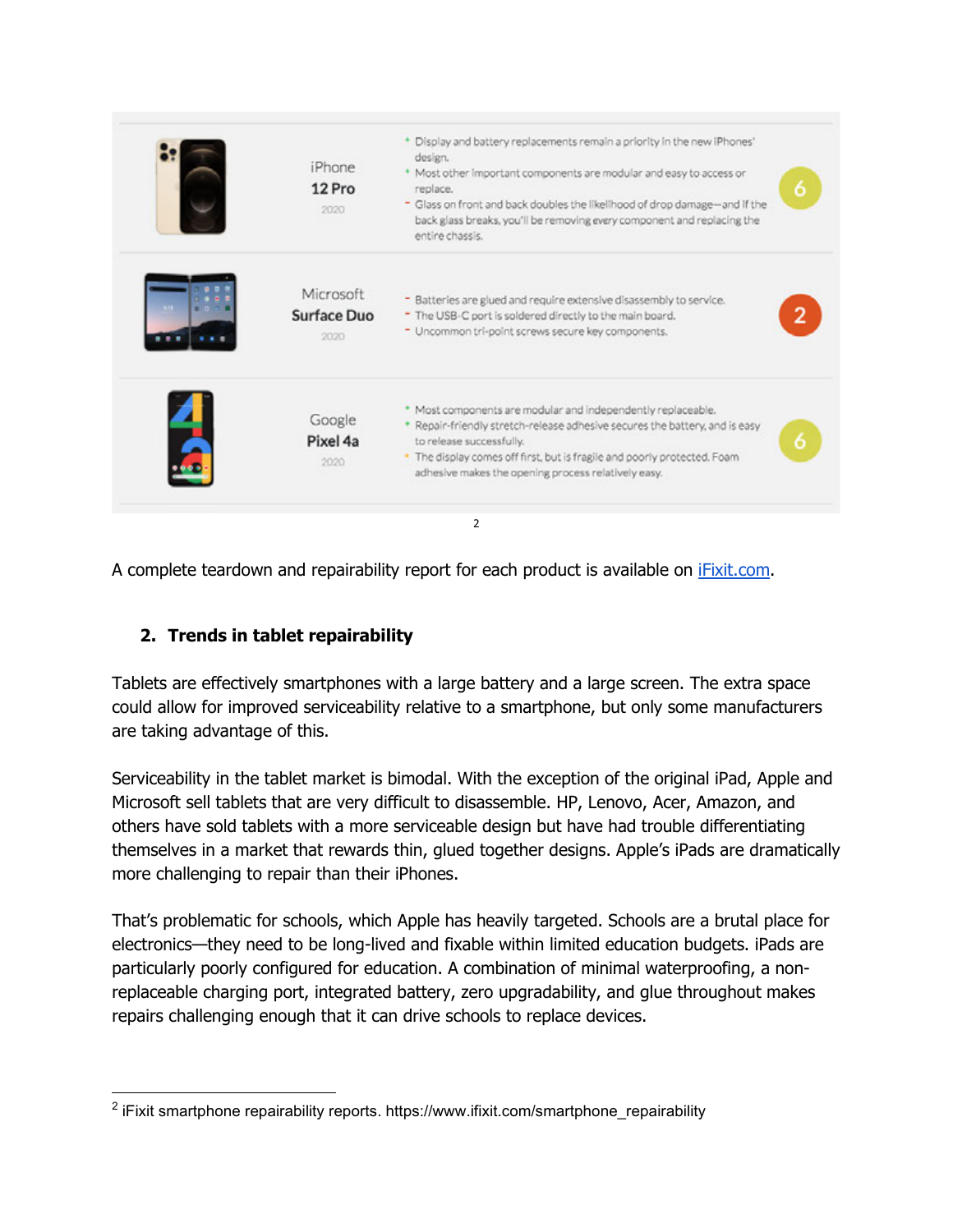| | Device | Notes | Score |
|---|---|---|---|
| | iPhone **12 Pro** 2020 | + Display and battery replacements remain a priority in the new iPhones' design.<br>+ Most other important components are modular and easy to access or replace.<br>- Glass on front and back doubles the likelihood of drop damage—and if the back glass breaks, you'll be removing every component and replacing the entire chassis. | 6 |
| | Microsoft **Surface Duo** 2020 | - Batteries are glued and require extensive disassembly to service.<br>- The USB-C port is soldered directly to the main board.<br>- Uncommon tri-point screws secure key components. | 2 |
| | Google **Pixel 4a** 2020 | + Most components are modular and independently replaceable.<br>+ Repair-friendly stretch-release adhesive secures the battery, and is easy to release successfully.<br>• The display comes off first, but is fragile and poorly protected. Foam adhesive makes the opening process relatively easy. | 6 |

[2]

A complete teardown and repairability report for each product is available on [iFixit.com](https://www.ifixit.com).

## 2. Trends in tablet repairability

Tablets are effectively smartphones with a large battery and a large screen. The extra space could allow for improved serviceability relative to a smartphone, but only some manufacturers are taking advantage of this.

Serviceability in the tablet market is bimodal. With the exception of the original iPad, Apple and Microsoft sell tablets that are very difficult to disassemble. HP, Lenovo, Acer, Amazon, and others have sold tablets with a more serviceable design but have had trouble differentiating themselves in a market that rewards thin, glued together designs. Apple's iPads are dramatically more challenging to repair than their iPhones.

That's problematic for schools, which Apple has heavily targeted. Schools are a brutal place for electronics—they need to be long-lived and fixable within limited education budgets. iPads are particularly poorly configured for education. A combination of minimal waterproofing, a non-replaceable charging port, integrated battery, zero upgradability, and glue throughout makes repairs challenging enough that it can drive schools to replace devices.

---

[2] iFixit smartphone repairability reports. https://www.ifixit.com/smartphone_repairability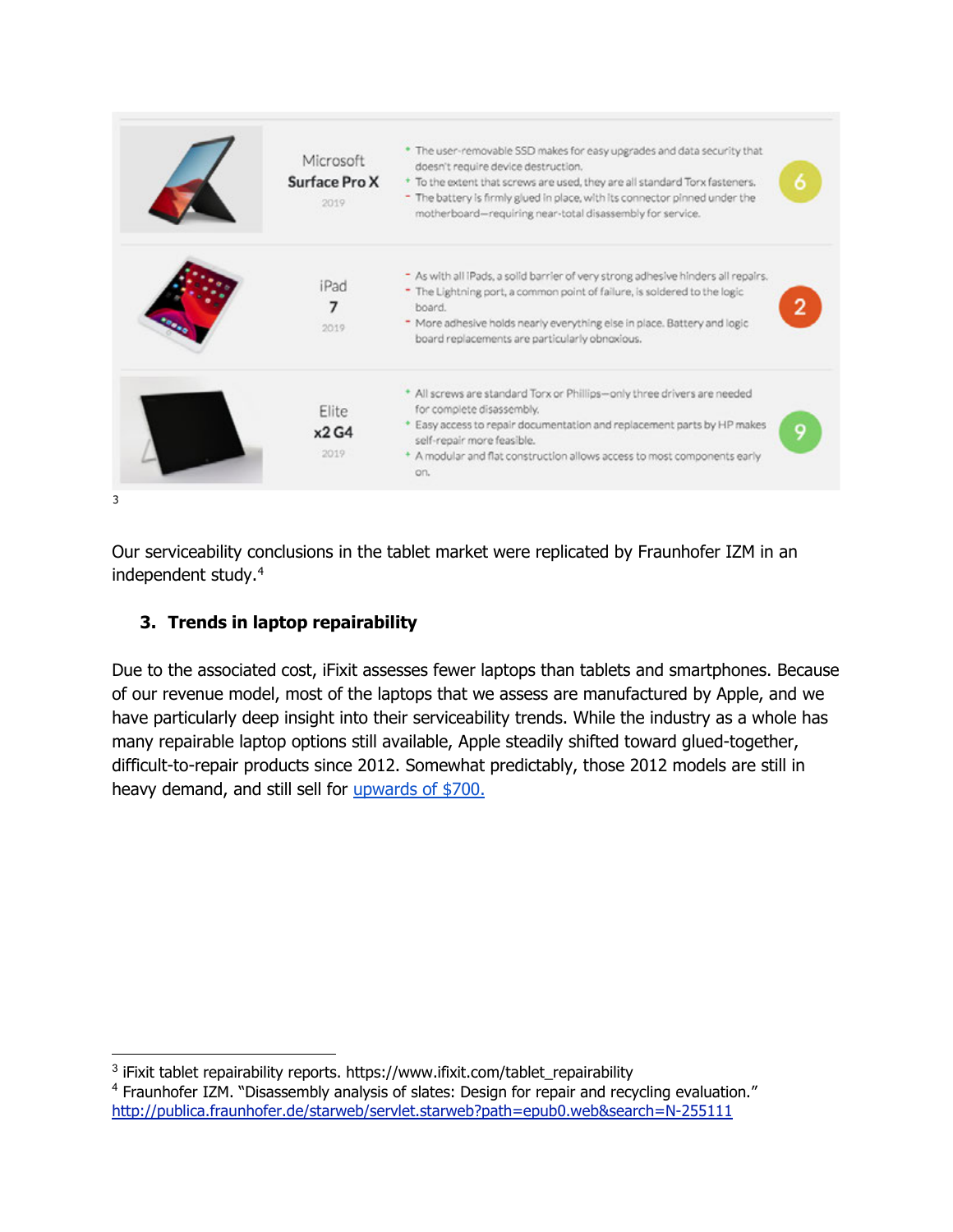| | Device | Notes | Score |
|---|---|---|---|
| | Microsoft **Surface Pro X** 2019 | + The user-removable SSD makes for easy upgrades and data security that doesn't require device destruction.<br>+ To the extent that screws are used, they are all standard Torx fasteners.<br>- The battery is firmly glued in place, with its connector pinned under the motherboard—requiring near-total disassembly for service. | 6 |
| | iPad **7** 2019 | - As with all iPads, a solid barrier of very strong adhesive hinders all repairs.<br>- The Lightning port, a common point of failure, is soldered to the logic board.<br>- More adhesive holds nearly everything else in place. Battery and logic board replacements are particularly obnoxious. | 2 |
| | Elite **x2 G4** 2019 | + All screws are standard Torx or Phillips—only three drivers are needed for complete disassembly.<br>+ Easy access to repair documentation and replacement parts by HP makes self-repair more feasible.<br>+ A modular and flat construction allows access to most components early on. | 9 |

[3]

Our serviceability conclusions in the tablet market were replicated by Fraunhofer IZM in an independent study.[4]

## 3. Trends in laptop repairability

Due to the associated cost, iFixit assesses fewer laptops than tablets and smartphones. Because of our revenue model, most of the laptops that we assess are manufactured by Apple, and we have particularly deep insight into their serviceability trends. While the industry as a whole has many repairable laptop options still available, Apple steadily shifted toward glued-together, difficult-to-repair products since 2012. Somewhat predictably, those 2012 models are still in heavy demand, and still sell for upwards of $700.

---

[3] iFixit tablet repairability reports. https://www.ifixit.com/tablet_repairability

[4] Fraunhofer IZM. "Disassembly analysis of slates: Design for repair and recycling evaluation." http://publica.fraunhofer.de/starweb/servlet.starweb?path=epub0.web&search=N-255111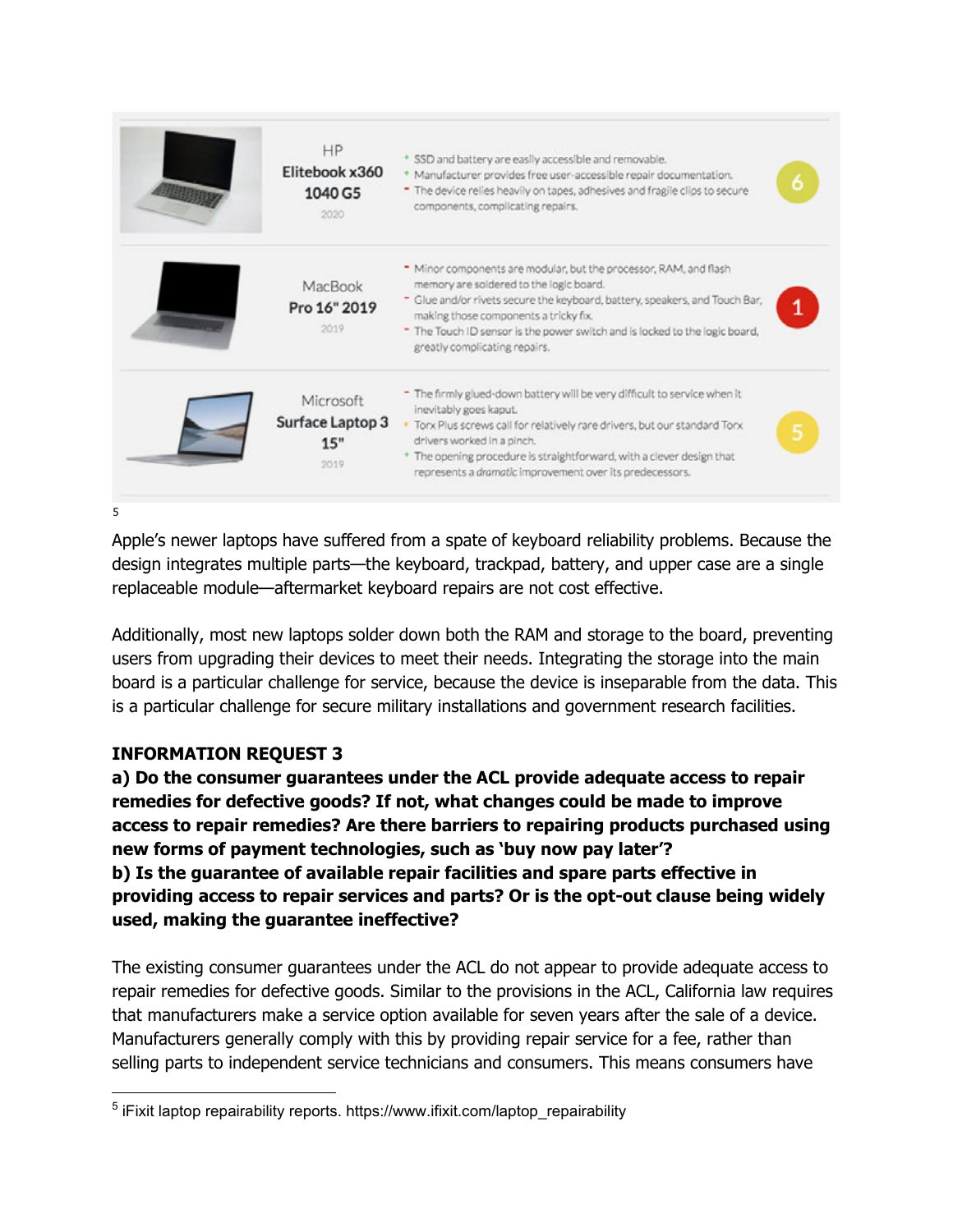| | Device | Notes | Score |
|---|---|---|---|
| | HP Elitebook x360 1040 G5 2020 | + SSD and battery are easily accessible and removable.<br>+ Manufacturer provides free user-accessible repair documentation.<br>- The device relies heavily on tapes, adhesives and fragile clips to secure components, complicating repairs. | 6 |
| | MacBook Pro 16" 2019 2019 | - Minor components are modular, but the processor, RAM, and flash memory are soldered to the logic board.<br>- Glue and/or rivets secure the keyboard, battery, speakers, and Touch Bar, making those components a tricky fix.<br>- The Touch ID sensor is the power switch and is locked to the logic board, greatly complicating repairs. | 1 |
| | Microsoft Surface Laptop 3 15" 2019 | - The firmly glued-down battery will be very difficult to service when it inevitably goes kaput.<br>• Torx Plus screws call for relatively rare drivers, but our standard Torx drivers worked in a pinch.<br>+ The opening procedure is straightforward, with a clever design that represents a *dramatic* improvement over its predecessors. | 5 |

[5]

Apple's newer laptops have suffered from a spate of keyboard reliability problems. Because the design integrates multiple parts—the keyboard, trackpad, battery, and upper case are a single replaceable module—aftermarket keyboard repairs are not cost effective.

Additionally, most new laptops solder down both the RAM and storage to the board, preventing users from upgrading their devices to meet their needs. Integrating the storage into the main board is a particular challenge for service, because the device is inseparable from the data. This is a particular challenge for secure military installations and government research facilities.

**INFORMATION REQUEST 3**
**a) Do the consumer guarantees under the ACL provide adequate access to repair remedies for defective goods? If not, what changes could be made to improve access to repair remedies? Are there barriers to repairing products purchased using new forms of payment technologies, such as 'buy now pay later'?**
**b) Is the guarantee of available repair facilities and spare parts effective in providing access to repair services and parts? Or is the opt-out clause being widely used, making the guarantee ineffective?**

The existing consumer guarantees under the ACL do not appear to provide adequate access to repair remedies for defective goods. Similar to the provisions in the ACL, California law requires that manufacturers make a service option available for seven years after the sale of a device. Manufacturers generally comply with this by providing repair service for a fee, rather than selling parts to independent service technicians and consumers. This means consumers have

[5] iFixit laptop repairability reports. https://www.ifixit.com/laptop_repairability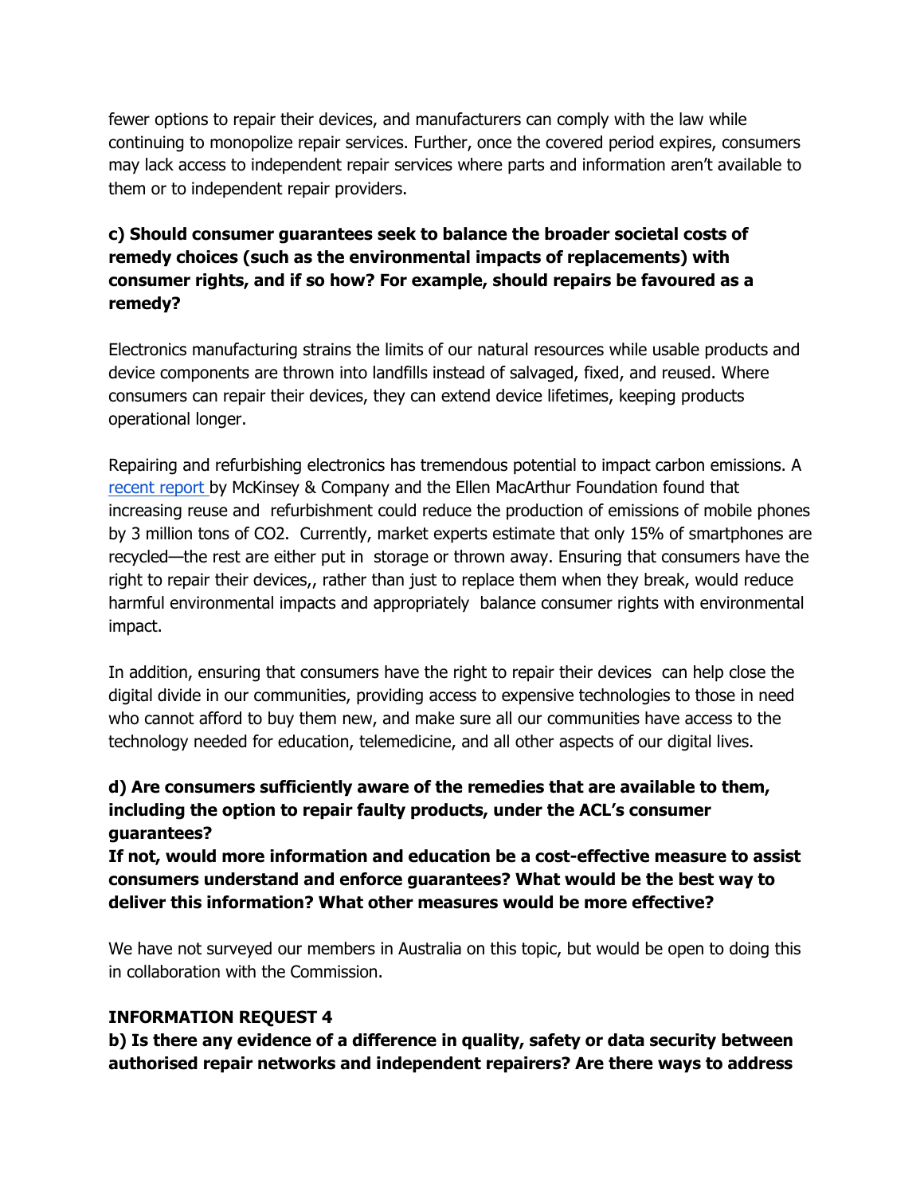fewer options to repair their devices, and manufacturers can comply with the law while continuing to monopolize repair services. Further, once the covered period expires, consumers may lack access to independent repair services where parts and information aren't available to them or to independent repair providers.

**c) Should consumer guarantees seek to balance the broader societal costs of remedy choices (such as the environmental impacts of replacements) with consumer rights, and if so how? For example, should repairs be favoured as a remedy?**

Electronics manufacturing strains the limits of our natural resources while usable products and device components are thrown into landfills instead of salvaged, fixed, and reused. Where consumers can repair their devices, they can extend device lifetimes, keeping products operational longer.

Repairing and refurbishing electronics has tremendous potential to impact carbon emissions. A recent report by McKinsey & Company and the Ellen MacArthur Foundation found that increasing reuse and refurbishment could reduce the production of emissions of mobile phones by 3 million tons of $CO_2$. Currently, market experts estimate that only 15% of smartphones are recycled—the rest are either put in storage or thrown away. Ensuring that consumers have the right to repair their devices,, rather than just to replace them when they break, would reduce harmful environmental impacts and appropriately balance consumer rights with environmental impact.

In addition, ensuring that consumers have the right to repair their devices can help close the digital divide in our communities, providing access to expensive technologies to those in need who cannot afford to buy them new, and make sure all our communities have access to the technology needed for education, telemedicine, and all other aspects of our digital lives.

**d) Are consumers sufficiently aware of the remedies that are available to them, including the option to repair faulty products, under the ACL's consumer guarantees?**
**If not, would more information and education be a cost-effective measure to assist consumers understand and enforce guarantees? What would be the best way to deliver this information? What other measures would be more effective?**

We have not surveyed our members in Australia on this topic, but would be open to doing this in collaboration with the Commission.

**INFORMATION REQUEST 4**

**b) Is there any evidence of a difference in quality, safety or data security between authorised repair networks and independent repairers? Are there ways to address**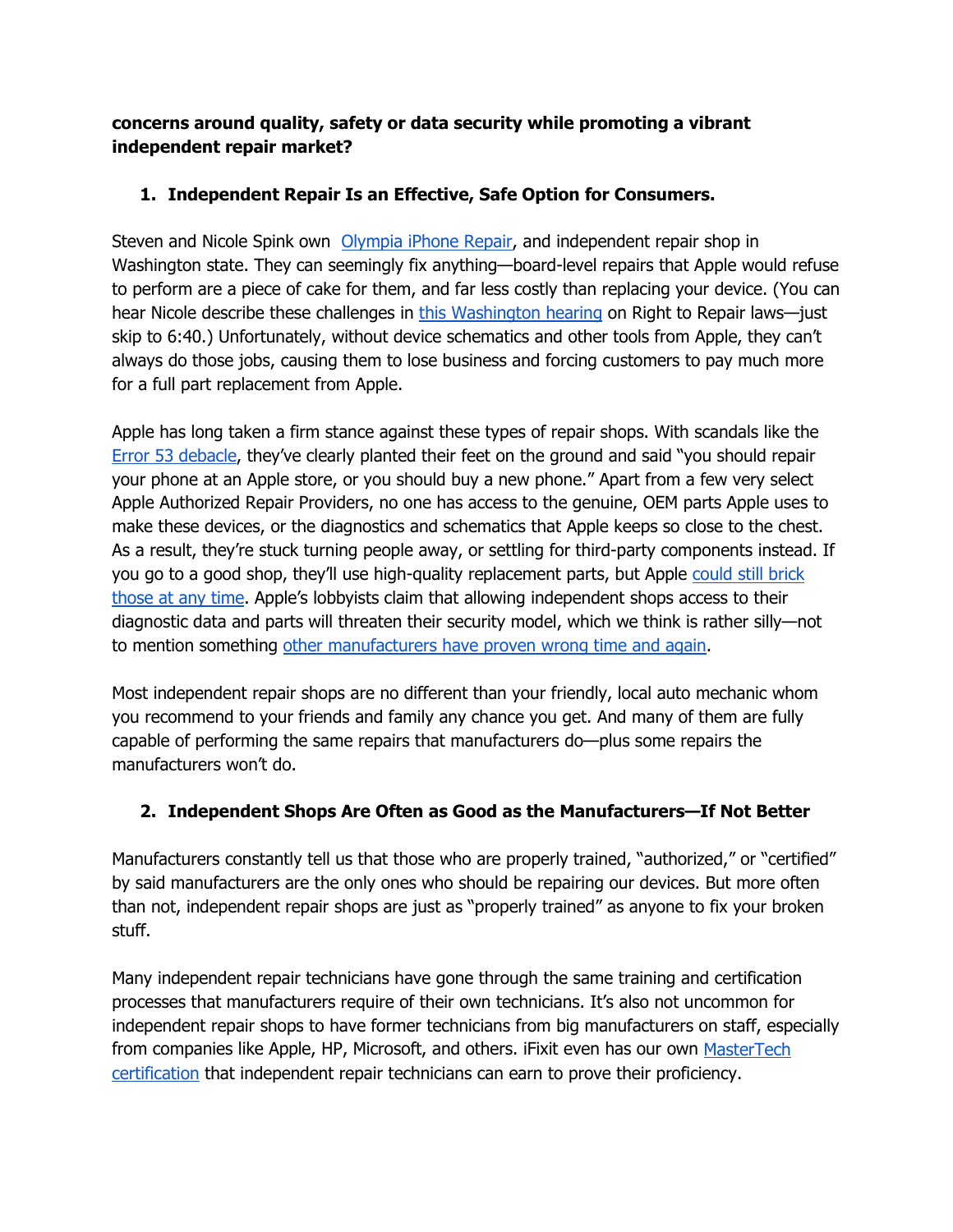**concerns around quality, safety or data security while promoting a vibrant independent repair market?**

1. **Independent Repair Is an Effective, Safe Option for Consumers.**

Steven and Nicole Spink own Olympia iPhone Repair, and independent repair shop in Washington state. They can seemingly fix anything—board-level repairs that Apple would refuse to perform are a piece of cake for them, and far less costly than replacing your device. (You can hear Nicole describe these challenges in this Washington hearing on Right to Repair laws—just skip to 6:40.) Unfortunately, without device schematics and other tools from Apple, they can't always do those jobs, causing them to lose business and forcing customers to pay much more for a full part replacement from Apple.

Apple has long taken a firm stance against these types of repair shops. With scandals like the Error 53 debacle, they've clearly planted their feet on the ground and said "you should repair your phone at an Apple store, or you should buy a new phone." Apart from a few very select Apple Authorized Repair Providers, no one has access to the genuine, OEM parts Apple uses to make these devices, or the diagnostics and schematics that Apple keeps so close to the chest. As a result, they're stuck turning people away, or settling for third-party components instead. If you go to a good shop, they'll use high-quality replacement parts, but Apple could still brick those at any time. Apple's lobbyists claim that allowing independent shops access to their diagnostic data and parts will threaten their security model, which we think is rather silly—not to mention something other manufacturers have proven wrong time and again.

Most independent repair shops are no different than your friendly, local auto mechanic whom you recommend to your friends and family any chance you get. And many of them are fully capable of performing the same repairs that manufacturers do—plus some repairs the manufacturers won't do.

2. **Independent Shops Are Often as Good as the Manufacturers—If Not Better**

Manufacturers constantly tell us that those who are properly trained, "authorized," or "certified" by said manufacturers are the only ones who should be repairing our devices. But more often than not, independent repair shops are just as "properly trained" as anyone to fix your broken stuff.

Many independent repair technicians have gone through the same training and certification processes that manufacturers require of their own technicians. It's also not uncommon for independent repair shops to have former technicians from big manufacturers on staff, especially from companies like Apple, HP, Microsoft, and others. iFixit even has our own MasterTech certification that independent repair technicians can earn to prove their proficiency.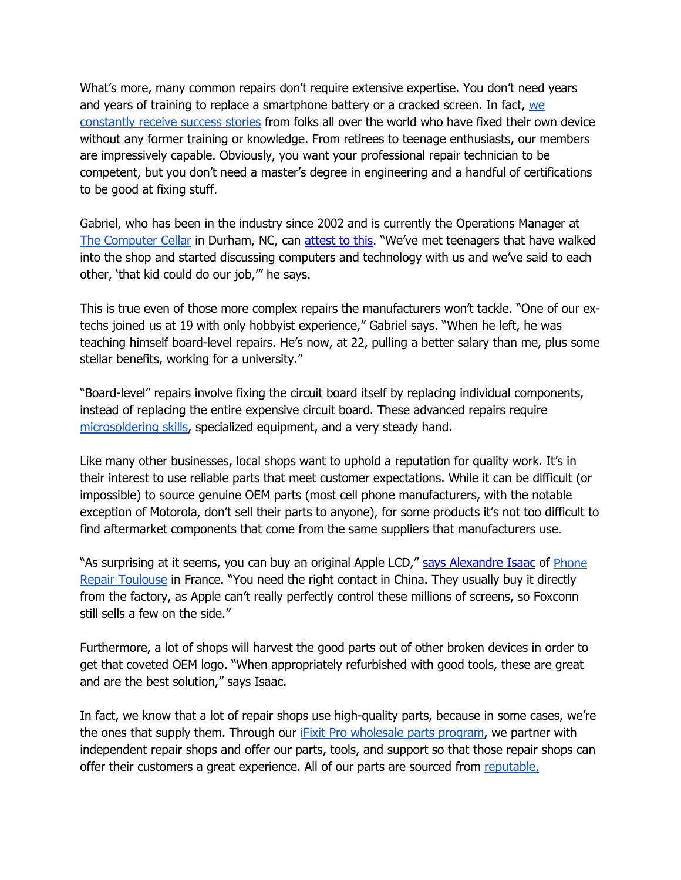What's more, many common repairs don't require extensive expertise. You don't need years and years of training to replace a smartphone battery or a cracked screen. In fact, we constantly receive success stories from folks all over the world who have fixed their own device without any former training or knowledge. From retirees to teenage enthusiasts, our members are impressively capable. Obviously, you want your professional repair technician to be competent, but you don't need a master's degree in engineering and a handful of certifications to be good at fixing stuff.

Gabriel, who has been in the industry since 2002 and is currently the Operations Manager at The Computer Cellar in Durham, NC, can attest to this. "We've met teenagers that have walked into the shop and started discussing computers and technology with us and we've said to each other, 'that kid could do our job,'" he says.

This is true even of those more complex repairs the manufacturers won't tackle. "One of our ex-techs joined us at 19 with only hobbyist experience," Gabriel says. "When he left, he was teaching himself board-level repairs. He's now, at 22, pulling a better salary than me, plus some stellar benefits, working for a university."

"Board-level" repairs involve fixing the circuit board itself by replacing individual components, instead of replacing the entire expensive circuit board. These advanced repairs require microsoldering skills, specialized equipment, and a very steady hand.

Like many other businesses, local shops want to uphold a reputation for quality work. It's in their interest to use reliable parts that meet customer expectations. While it can be difficult (or impossible) to source genuine OEM parts (most cell phone manufacturers, with the notable exception of Motorola, don't sell their parts to anyone), for some products it's not too difficult to find aftermarket components that come from the same suppliers that manufacturers use.

"As surprising at it seems, you can buy an original Apple LCD," says Alexandre Isaac of Phone Repair Toulouse in France. "You need the right contact in China. They usually buy it directly from the factory, as Apple can't really perfectly control these millions of screens, so Foxconn still sells a few on the side."

Furthermore, a lot of shops will harvest the good parts out of other broken devices in order to get that coveted OEM logo. "When appropriately refurbished with good tools, these are great and are the best solution," says Isaac.

In fact, we know that a lot of repair shops use high-quality parts, because in some cases, we're the ones that supply them. Through our iFixit Pro wholesale parts program, we partner with independent repair shops and offer our parts, tools, and support so that those repair shops can offer their customers a great experience. All of our parts are sourced from reputable,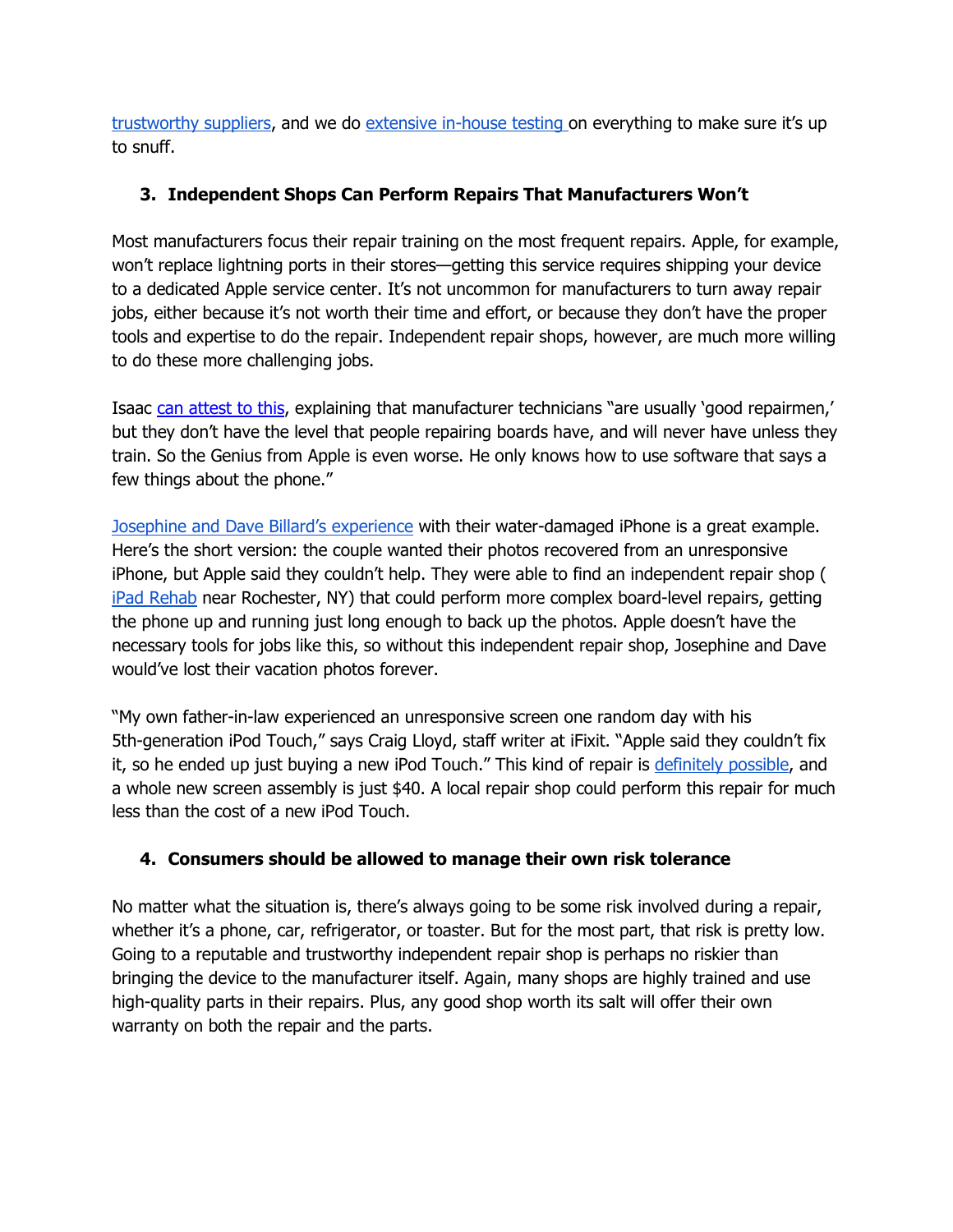trustworthy suppliers, and we do extensive in-house testing on everything to make sure it's up to snuff.

### 3. Independent Shops Can Perform Repairs That Manufacturers Won't

Most manufacturers focus their repair training on the most frequent repairs. Apple, for example, won't replace lightning ports in their stores—getting this service requires shipping your device to a dedicated Apple service center. It's not uncommon for manufacturers to turn away repair jobs, either because it's not worth their time and effort, or because they don't have the proper tools and expertise to do the repair. Independent repair shops, however, are much more willing to do these more challenging jobs.

Isaac can attest to this, explaining that manufacturer technicians "are usually 'good repairmen,' but they don't have the level that people repairing boards have, and will never have unless they train. So the Genius from Apple is even worse. He only knows how to use software that says a few things about the phone."

Josephine and Dave Billard's experience with their water-damaged iPhone is a great example. Here's the short version: the couple wanted their photos recovered from an unresponsive iPhone, but Apple said they couldn't help. They were able to find an independent repair shop ( iPad Rehab near Rochester, NY) that could perform more complex board-level repairs, getting the phone up and running just long enough to back up the photos. Apple doesn't have the necessary tools for jobs like this, so without this independent repair shop, Josephine and Dave would've lost their vacation photos forever.

"My own father-in-law experienced an unresponsive screen one random day with his 5th-generation iPod Touch," says Craig Lloyd, staff writer at iFixit. "Apple said they couldn't fix it, so he ended up just buying a new iPod Touch." This kind of repair is definitely possible, and a whole new screen assembly is just $40. A local repair shop could perform this repair for much less than the cost of a new iPod Touch.

### 4. Consumers should be allowed to manage their own risk tolerance

No matter what the situation is, there's always going to be some risk involved during a repair, whether it's a phone, car, refrigerator, or toaster. But for the most part, that risk is pretty low. Going to a reputable and trustworthy independent repair shop is perhaps no riskier than bringing the device to the manufacturer itself. Again, many shops are highly trained and use high-quality parts in their repairs. Plus, any good shop worth its salt will offer their own warranty on both the repair and the parts.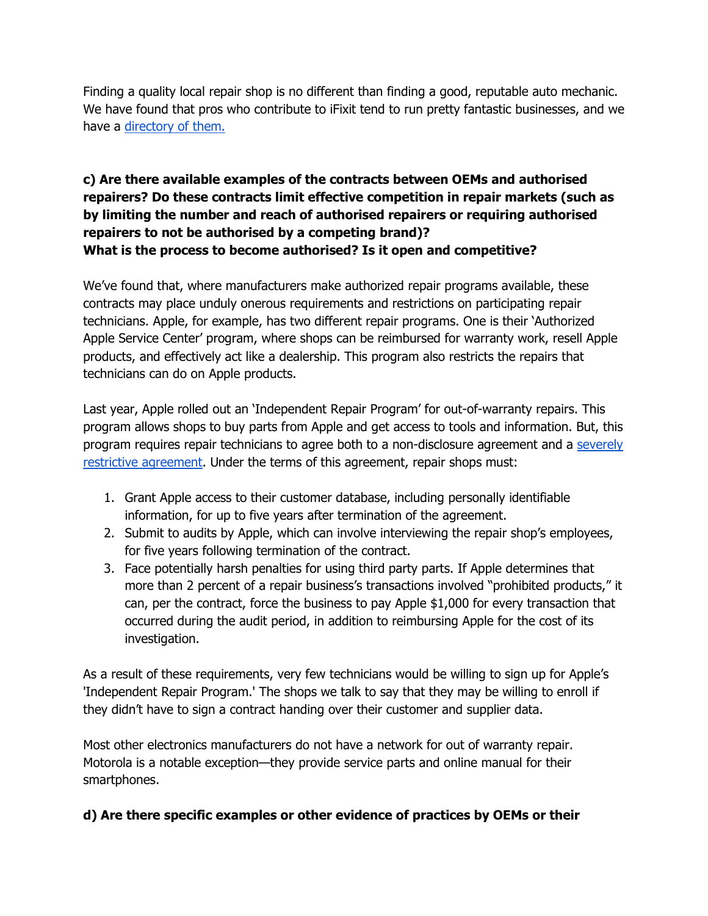Finding a quality local repair shop is no different than finding a good, reputable auto mechanic. We have found that pros who contribute to iFixit tend to run pretty fantastic businesses, and we have a directory of them.

**c) Are there available examples of the contracts between OEMs and authorised repairers? Do these contracts limit effective competition in repair markets (such as by limiting the number and reach of authorised repairers or requiring authorised repairers to not be authorised by a competing brand)?**
**What is the process to become authorised? Is it open and competitive?**

We've found that, where manufacturers make authorized repair programs available, these contracts may place unduly onerous requirements and restrictions on participating repair technicians. Apple, for example, has two different repair programs. One is their 'Authorized Apple Service Center' program, where shops can be reimbursed for warranty work, resell Apple products, and effectively act like a dealership. This program also restricts the repairs that technicians can do on Apple products.

Last year, Apple rolled out an 'Independent Repair Program' for out-of-warranty repairs. This program allows shops to buy parts from Apple and get access to tools and information. But, this program requires repair technicians to agree both to a non-disclosure agreement and a severely restrictive agreement. Under the terms of this agreement, repair shops must:

1. Grant Apple access to their customer database, including personally identifiable information, for up to five years after termination of the agreement.
2. Submit to audits by Apple, which can involve interviewing the repair shop's employees, for five years following termination of the contract.
3. Face potentially harsh penalties for using third party parts. If Apple determines that more than 2 percent of a repair business's transactions involved "prohibited products," it can, per the contract, force the business to pay Apple $1,000 for every transaction that occurred during the audit period, in addition to reimbursing Apple for the cost of its investigation.

As a result of these requirements, very few technicians would be willing to sign up for Apple's 'Independent Repair Program.' The shops we talk to say that they may be willing to enroll if they didn't have to sign a contract handing over their customer and supplier data.

Most other electronics manufacturers do not have a network for out of warranty repair. Motorola is a notable exception—they provide service parts and online manual for their smartphones.

**d) Are there specific examples or other evidence of practices by OEMs or their**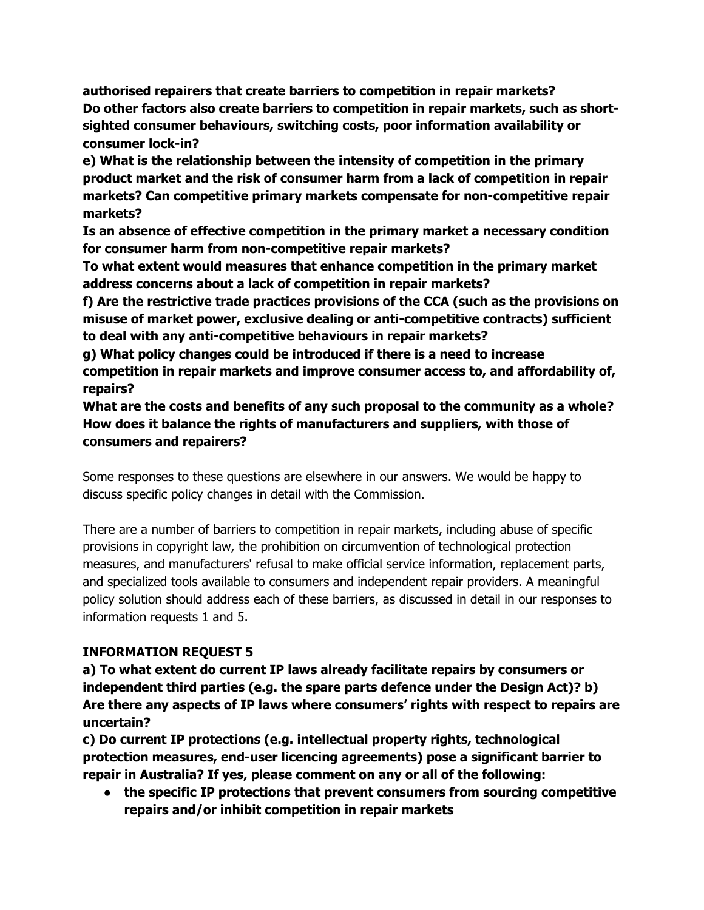**authorised repairers that create barriers to competition in repair markets?**
**Do other factors also create barriers to competition in repair markets, such as short-sighted consumer behaviours, switching costs, poor information availability or consumer lock-in?**
**e) What is the relationship between the intensity of competition in the primary product market and the risk of consumer harm from a lack of competition in repair markets? Can competitive primary markets compensate for non-competitive repair markets?**
**Is an absence of effective competition in the primary market a necessary condition for consumer harm from non-competitive repair markets?**
**To what extent would measures that enhance competition in the primary market address concerns about a lack of competition in repair markets?**
**f) Are the restrictive trade practices provisions of the CCA (such as the provisions on misuse of market power, exclusive dealing or anti-competitive contracts) sufficient to deal with any anti-competitive behaviours in repair markets?**
**g) What policy changes could be introduced if there is a need to increase competition in repair markets and improve consumer access to, and affordability of, repairs?**
**What are the costs and benefits of any such proposal to the community as a whole? How does it balance the rights of manufacturers and suppliers, with those of consumers and repairers?**

Some responses to these questions are elsewhere in our answers. We would be happy to discuss specific policy changes in detail with the Commission.

There are a number of barriers to competition in repair markets, including abuse of specific provisions in copyright law, the prohibition on circumvention of technological protection measures, and manufacturers' refusal to make official service information, replacement parts, and specialized tools available to consumers and independent repair providers. A meaningful policy solution should address each of these barriers, as discussed in detail in our responses to information requests 1 and 5.

**INFORMATION REQUEST 5**

**a) To what extent do current IP laws already facilitate repairs by consumers or independent third parties (e.g. the spare parts defence under the Design Act)? b) Are there any aspects of IP laws where consumers' rights with respect to repairs are uncertain?**
**c) Do current IP protections (e.g. intellectual property rights, technological protection measures, end-user licencing agreements) pose a significant barrier to repair in Australia? If yes, please comment on any or all of the following:**

- **the specific IP protections that prevent consumers from sourcing competitive repairs and/or inhibit competition in repair markets**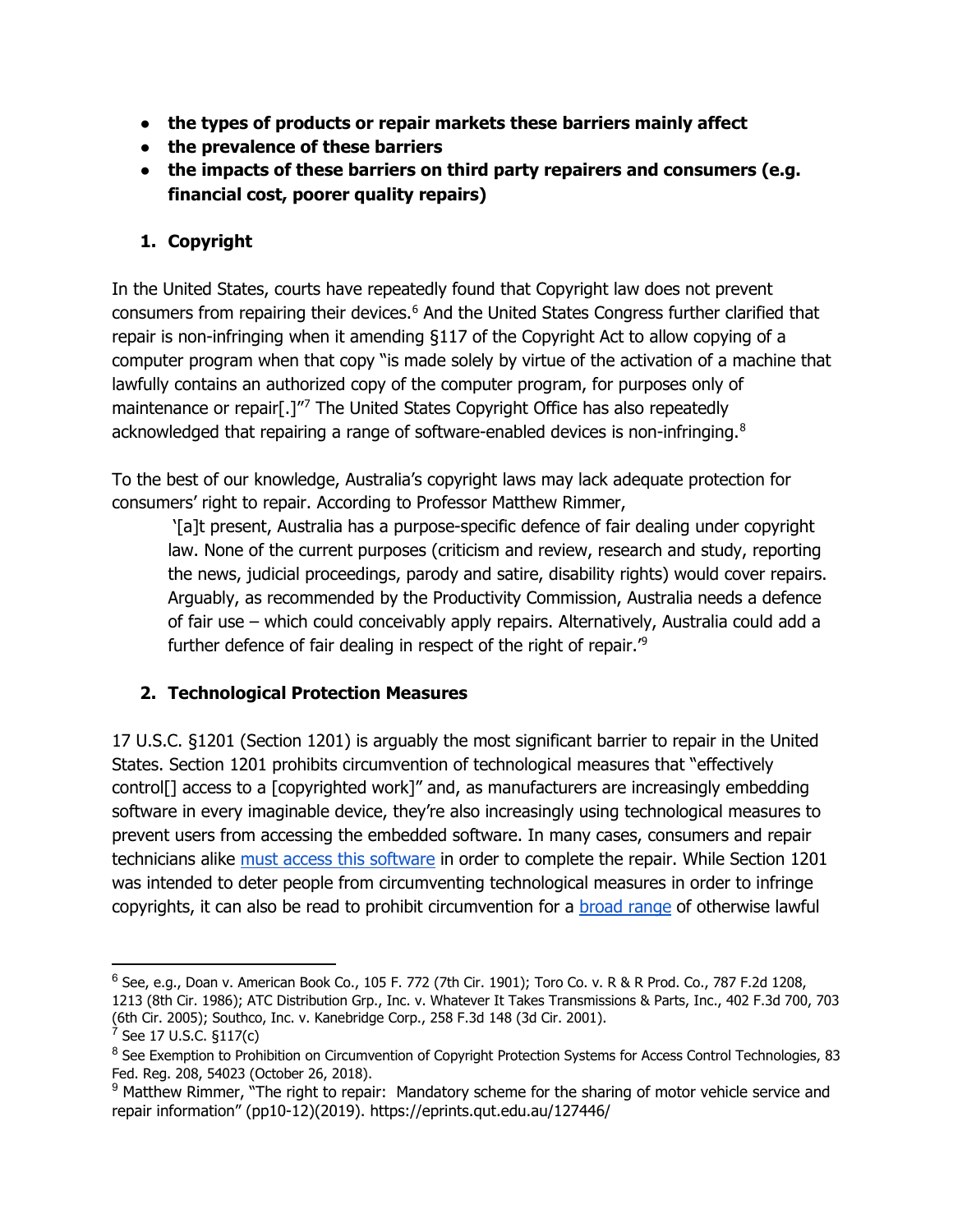- **the types of products or repair markets these barriers mainly affect**
- **the prevalence of these barriers**
- **the impacts of these barriers on third party repairers and consumers (e.g. financial cost, poorer quality repairs)**

## 1. Copyright

In the United States, courts have repeatedly found that Copyright law does not prevent consumers from repairing their devices.[6] And the United States Congress further clarified that repair is non-infringing when it amending §117 of the Copyright Act to allow copying of a computer program when that copy "is made solely by virtue of the activation of a machine that lawfully contains an authorized copy of the computer program, for purposes only of maintenance or repair[.]"[7] The United States Copyright Office has also repeatedly acknowledged that repairing a range of software-enabled devices is non-infringing.[8]

To the best of our knowledge, Australia's copyright laws may lack adequate protection for consumers' right to repair. According to Professor Matthew Rimmer,

> '[a]t present, Australia has a purpose-specific defence of fair dealing under copyright law. None of the current purposes (criticism and review, research and study, reporting the news, judicial proceedings, parody and satire, disability rights) would cover repairs. Arguably, as recommended by the Productivity Commission, Australia needs a defence of fair use – which could conceivably apply repairs. Alternatively, Australia could add a further defence of fair dealing in respect of the right of repair.'[9]

## 2. Technological Protection Measures

17 U.S.C. §1201 (Section 1201) is arguably the most significant barrier to repair in the United States. Section 1201 prohibits circumvention of technological measures that "effectively control[] access to a [copyrighted work]" and, as manufacturers are increasingly embedding software in every imaginable device, they're also increasingly using technological measures to prevent users from accessing the embedded software. In many cases, consumers and repair technicians alike must access this software in order to complete the repair. While Section 1201 was intended to deter people from circumventing technological measures in order to infringe copyrights, it can also be read to prohibit circumvention for a broad range of otherwise lawful

---

[6] See, e.g., Doan v. American Book Co., 105 F. 772 (7th Cir. 1901); Toro Co. v. R & R Prod. Co., 787 F.2d 1208, 1213 (8th Cir. 1986); ATC Distribution Grp., Inc. v. Whatever It Takes Transmissions & Parts, Inc., 402 F.3d 700, 703 (6th Cir. 2005); Southco, Inc. v. Kanebridge Corp., 258 F.3d 148 (3d Cir. 2001).

[7] See 17 U.S.C. §117(c)

[8] See Exemption to Prohibition on Circumvention of Copyright Protection Systems for Access Control Technologies, 83 Fed. Reg. 208, 54023 (October 26, 2018).

[9] Matthew Rimmer, "The right to repair: Mandatory scheme for the sharing of motor vehicle service and repair information" (pp10-12)(2019). https://eprints.qut.edu.au/127446/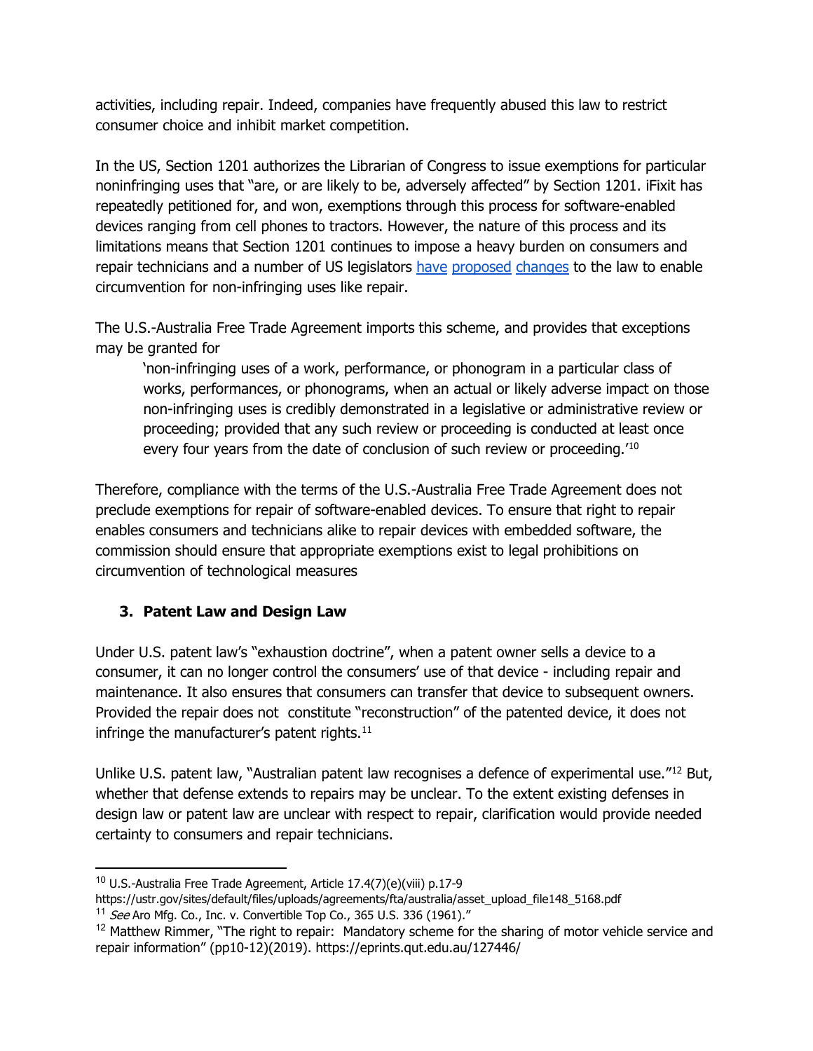activities, including repair. Indeed, companies have frequently abused this law to restrict consumer choice and inhibit market competition.

In the US, Section 1201 authorizes the Librarian of Congress to issue exemptions for particular noninfringing uses that "are, or are likely to be, adversely affected" by Section 1201. iFixit has repeatedly petitioned for, and won, exemptions through this process for software-enabled devices ranging from cell phones to tractors. However, the nature of this process and its limitations means that Section 1201 continues to impose a heavy burden on consumers and repair technicians and a number of US legislators have proposed changes to the law to enable circumvention for non-infringing uses like repair.

The U.S.-Australia Free Trade Agreement imports this scheme, and provides that exceptions may be granted for

> 'non-infringing uses of a work, performance, or phonogram in a particular class of works, performances, or phonograms, when an actual or likely adverse impact on those non-infringing uses is credibly demonstrated in a legislative or administrative review or proceeding; provided that any such review or proceeding is conducted at least once every four years from the date of conclusion of such review or proceeding.'[10]

Therefore, compliance with the terms of the U.S.-Australia Free Trade Agreement does not preclude exemptions for repair of software-enabled devices. To ensure that right to repair enables consumers and technicians alike to repair devices with embedded software, the commission should ensure that appropriate exemptions exist to legal prohibitions on circumvention of technological measures

### 3. Patent Law and Design Law

Under U.S. patent law's "exhaustion doctrine", when a patent owner sells a device to a consumer, it can no longer control the consumers' use of that device - including repair and maintenance. It also ensures that consumers can transfer that device to subsequent owners. Provided the repair does not constitute "reconstruction" of the patented device, it does not infringe the manufacturer's patent rights.[11]

Unlike U.S. patent law, "Australian patent law recognises a defence of experimental use."[12] But, whether that defense extends to repairs may be unclear. To the extent existing defenses in design law or patent law are unclear with respect to repair, clarification would provide needed certainty to consumers and repair technicians.

---

[10] U.S.-Australia Free Trade Agreement, Article 17.4(7)(e)(viii) p.17-9 https://ustr.gov/sites/default/files/uploads/agreements/fta/australia/asset_upload_file148_5168.pdf

[11] *See* Aro Mfg. Co., Inc. v. Convertible Top Co., 365 U.S. 336 (1961)."

[12] Matthew Rimmer, "The right to repair: Mandatory scheme for the sharing of motor vehicle service and repair information" (pp10-12)(2019). https://eprints.qut.edu.au/127446/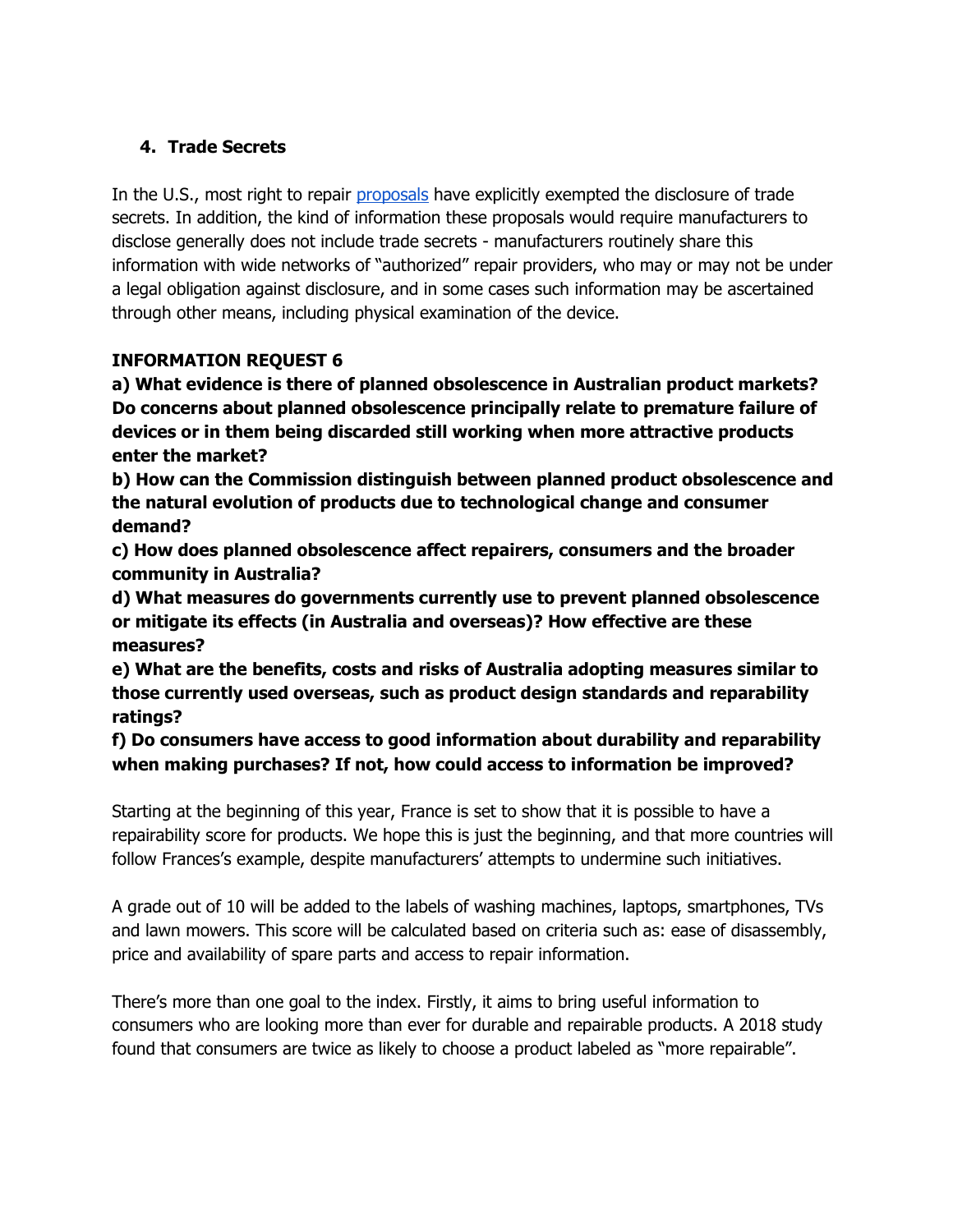## 4. Trade Secrets

In the U.S., most right to repair proposals have explicitly exempted the disclosure of trade secrets. In addition, the kind of information these proposals would require manufacturers to disclose generally does not include trade secrets - manufacturers routinely share this information with wide networks of "authorized" repair providers, who may or may not be under a legal obligation against disclosure, and in some cases such information may be ascertained through other means, including physical examination of the device.

**INFORMATION REQUEST 6**

**a) What evidence is there of planned obsolescence in Australian product markets? Do concerns about planned obsolescence principally relate to premature failure of devices or in them being discarded still working when more attractive products enter the market?**

**b) How can the Commission distinguish between planned product obsolescence and the natural evolution of products due to technological change and consumer demand?**

**c) How does planned obsolescence affect repairers, consumers and the broader community in Australia?**

**d) What measures do governments currently use to prevent planned obsolescence or mitigate its effects (in Australia and overseas)? How effective are these measures?**

**e) What are the benefits, costs and risks of Australia adopting measures similar to those currently used overseas, such as product design standards and reparability ratings?**

**f) Do consumers have access to good information about durability and reparability when making purchases? If not, how could access to information be improved?**

Starting at the beginning of this year, France is set to show that it is possible to have a repairability score for products. We hope this is just the beginning, and that more countries will follow Frances's example, despite manufacturers' attempts to undermine such initiatives.

A grade out of 10 will be added to the labels of washing machines, laptops, smartphones, TVs and lawn mowers. This score will be calculated based on criteria such as: ease of disassembly, price and availability of spare parts and access to repair information.

There's more than one goal to the index. Firstly, it aims to bring useful information to consumers who are looking more than ever for durable and repairable products. A 2018 study found that consumers are twice as likely to choose a product labeled as "more repairable".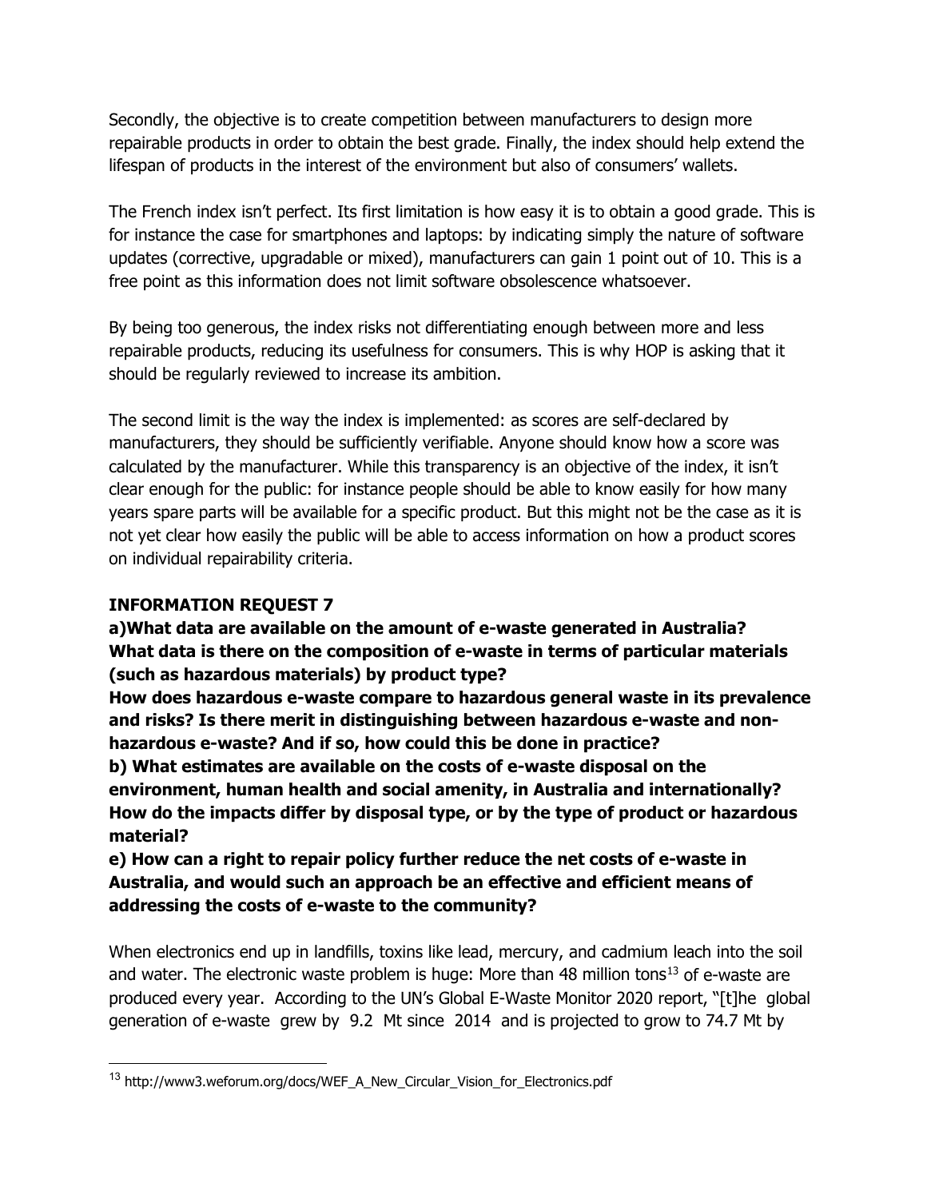Secondly, the objective is to create competition between manufacturers to design more repairable products in order to obtain the best grade. Finally, the index should help extend the lifespan of products in the interest of the environment but also of consumers' wallets.

The French index isn't perfect. Its first limitation is how easy it is to obtain a good grade. This is for instance the case for smartphones and laptops: by indicating simply the nature of software updates (corrective, upgradable or mixed), manufacturers can gain 1 point out of 10. This is a free point as this information does not limit software obsolescence whatsoever.

By being too generous, the index risks not differentiating enough between more and less repairable products, reducing its usefulness for consumers. This is why HOP is asking that it should be regularly reviewed to increase its ambition.

The second limit is the way the index is implemented: as scores are self-declared by manufacturers, they should be sufficiently verifiable. Anyone should know how a score was calculated by the manufacturer. While this transparency is an objective of the index, it isn't clear enough for the public: for instance people should be able to know easily for how many years spare parts will be available for a specific product. But this might not be the case as it is not yet clear how easily the public will be able to access information on how a product scores on individual repairability criteria.

**INFORMATION REQUEST 7**

**a)What data are available on the amount of e-waste generated in Australia? What data is there on the composition of e-waste in terms of particular materials (such as hazardous materials) by product type?**
**How does hazardous e-waste compare to hazardous general waste in its prevalence and risks? Is there merit in distinguishing between hazardous e-waste and non-hazardous e-waste? And if so, how could this be done in practice?**
**b) What estimates are available on the costs of e-waste disposal on the environment, human health and social amenity, in Australia and internationally? How do the impacts differ by disposal type, or by the type of product or hazardous material?**
**e) How can a right to repair policy further reduce the net costs of e-waste in Australia, and would such an approach be an effective and efficient means of addressing the costs of e-waste to the community?**

When electronics end up in landfills, toxins like lead, mercury, and cadmium leach into the soil and water. The electronic waste problem is huge: More than 48 million tons[13] of e-waste are produced every year. According to the UN's Global E-Waste Monitor 2020 report, "[t]he global generation of e-waste grew by 9.2 Mt since 2014 and is projected to grow to 74.7 Mt by

[13] http://www3.weforum.org/docs/WEF_A_New_Circular_Vision_for_Electronics.pdf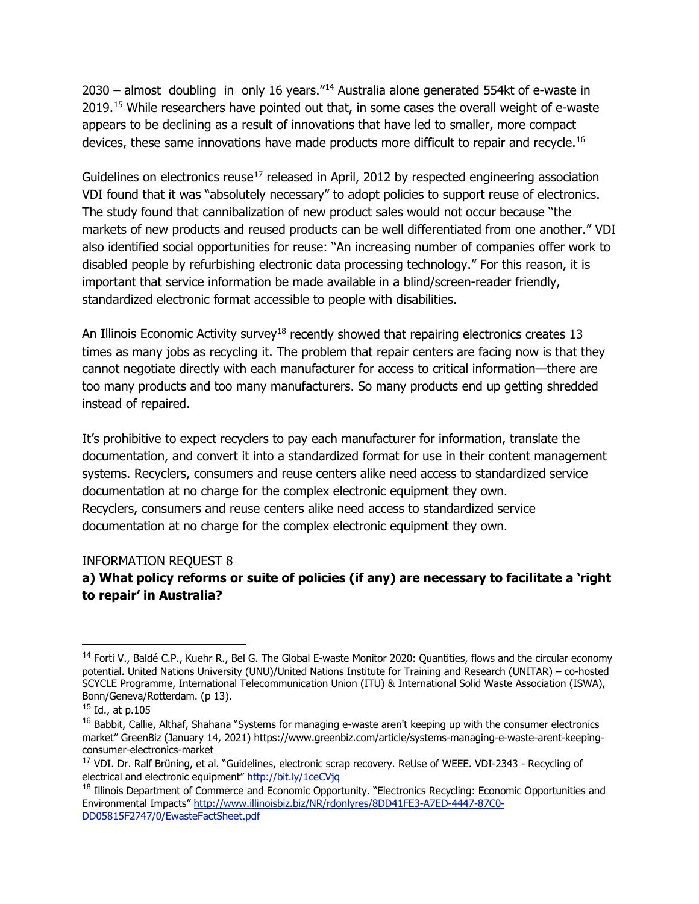2030 – almost doubling in only 16 years."[14] Australia alone generated 554kt of e-waste in 2019.[15] While researchers have pointed out that, in some cases the overall weight of e-waste appears to be declining as a result of innovations that have led to smaller, more compact devices, these same innovations have made products more difficult to repair and recycle.[16]

Guidelines on electronics reuse[17] released in April, 2012 by respected engineering association VDI found that it was "absolutely necessary" to adopt policies to support reuse of electronics. The study found that cannibalization of new product sales would not occur because "the markets of new products and reused products can be well differentiated from one another." VDI also identified social opportunities for reuse: "An increasing number of companies offer work to disabled people by refurbishing electronic data processing technology." For this reason, it is important that service information be made available in a blind/screen-reader friendly, standardized electronic format accessible to people with disabilities.

An Illinois Economic Activity survey[18] recently showed that repairing electronics creates 13 times as many jobs as recycling it. The problem that repair centers are facing now is that they cannot negotiate directly with each manufacturer for access to critical information—there are too many products and too many manufacturers. So many products end up getting shredded instead of repaired.

It's prohibitive to expect recyclers to pay each manufacturer for information, translate the documentation, and convert it into a standardized format for use in their content management systems. Recyclers, consumers and reuse centers alike need access to standardized service documentation at no charge for the complex electronic equipment they own.
Recyclers, consumers and reuse centers alike need access to standardized service documentation at no charge for the complex electronic equipment they own.

INFORMATION REQUEST 8

**a) What policy reforms or suite of policies (if any) are necessary to facilitate a 'right to repair' in Australia?**

---

[14] Forti V., Baldé C.P., Kuehr R., Bel G. The Global E-waste Monitor 2020: Quantities, flows and the circular economy potential. United Nations University (UNU)/United Nations Institute for Training and Research (UNITAR) – co-hosted SCYCLE Programme, International Telecommunication Union (ITU) & International Solid Waste Association (ISWA), Bonn/Geneva/Rotterdam. (p 13).

[15] Id., at p.105

[16] Babbit, Callie, Althaf, Shahana "Systems for managing e-waste aren't keeping up with the consumer electronics market" GreenBiz (January 14, 2021) https://www.greenbiz.com/article/systems-managing-e-waste-arent-keeping-consumer-electronics-market

[17] VDI. Dr. Ralf Brüning, et al. "Guidelines, electronic scrap recovery. ReUse of WEEE. VDI-2343 - Recycling of electrical and electronic equipment" http://bit.ly/1ceCVjq

[18] Illinois Department of Commerce and Economic Opportunity. "Electronics Recycling: Economic Opportunities and Environmental Impacts" http://www.illinoisbiz.biz/NR/rdonlyres/8DD41FE3-A7ED-4447-87C0-DD05815F2747/0/EwasteFactSheet.pdf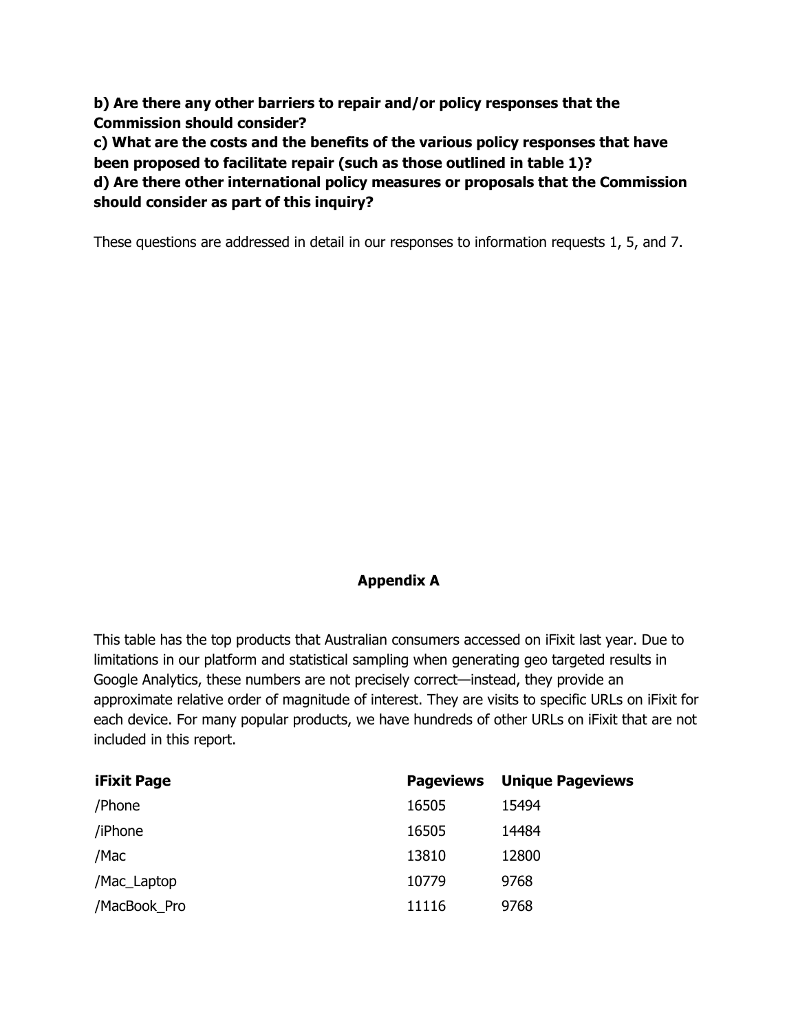**b) Are there any other barriers to repair and/or policy responses that the Commission should consider?**

**c) What are the costs and the benefits of the various policy responses that have been proposed to facilitate repair (such as those outlined in table 1)?**

**d) Are there other international policy measures or proposals that the Commission should consider as part of this inquiry?**

These questions are addressed in detail in our responses to information requests 1, 5, and 7.

## Appendix A

This table has the top products that Australian consumers accessed on iFixit last year. Due to limitations in our platform and statistical sampling when generating geo targeted results in Google Analytics, these numbers are not precisely correct—instead, they provide an approximate relative order of magnitude of interest. They are visits to specific URLs on iFixit for each device. For many popular products, we have hundreds of other URLs on iFixit that are not included in this report.

| iFixit Page | Pageviews | Unique Pageviews |
|---|---|---|
| /Phone | 16505 | 15494 |
| /iPhone | 16505 | 14484 |
| /Mac | 13810 | 12800 |
| /Mac_Laptop | 10779 | 9768 |
| /MacBook_Pro | 11116 | 9768 |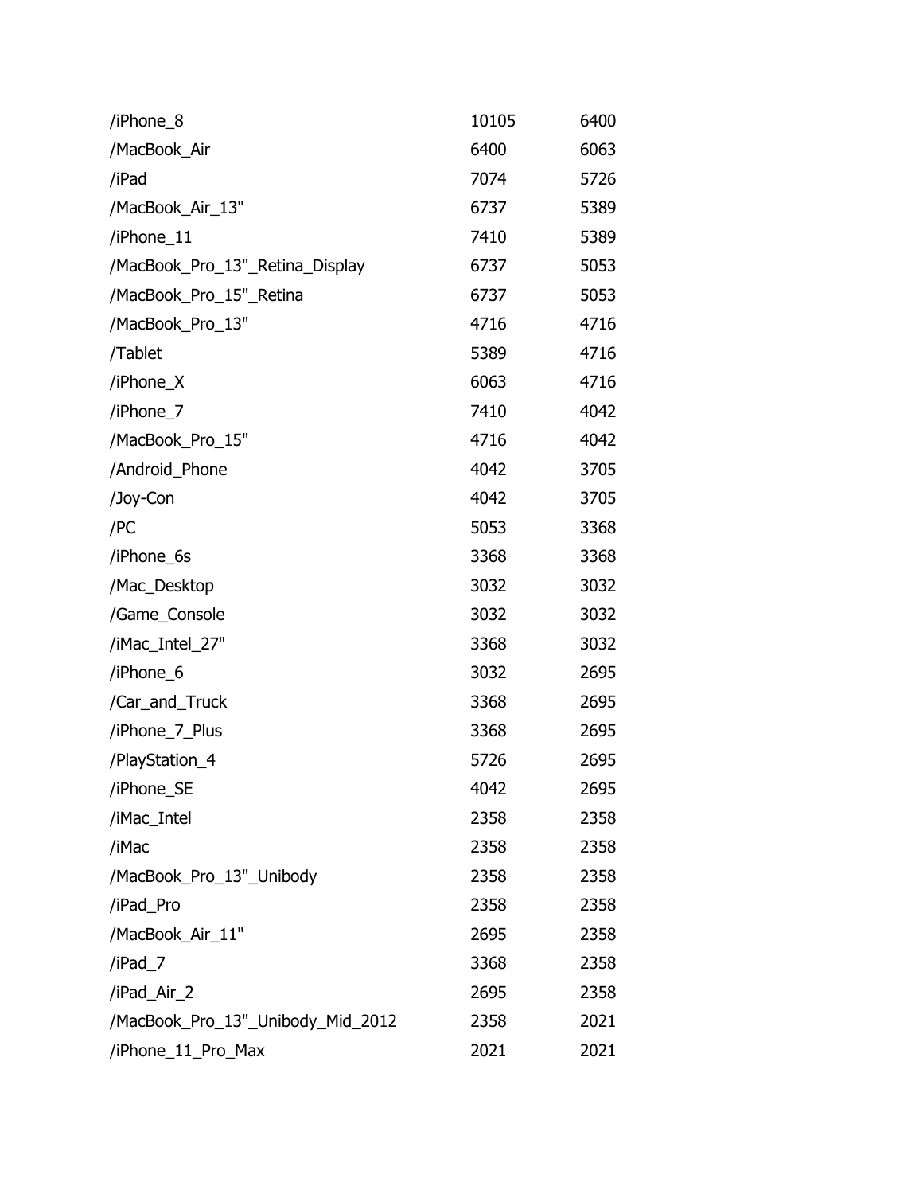| | | |
|---|---|---|
| /iPhone_8 | 10105 | 6400 |
| /MacBook_Air | 6400 | 6063 |
| /iPad | 7074 | 5726 |
| /MacBook_Air_13" | 6737 | 5389 |
| /iPhone_11 | 7410 | 5389 |
| /MacBook_Pro_13"_Retina_Display | 6737 | 5053 |
| /MacBook_Pro_15"_Retina | 6737 | 5053 |
| /MacBook_Pro_13" | 4716 | 4716 |
| /Tablet | 5389 | 4716 |
| /iPhone_X | 6063 | 4716 |
| /iPhone_7 | 7410 | 4042 |
| /MacBook_Pro_15" | 4716 | 4042 |
| /Android_Phone | 4042 | 3705 |
| /Joy-Con | 4042 | 3705 |
| /PC | 5053 | 3368 |
| /iPhone_6s | 3368 | 3368 |
| /Mac_Desktop | 3032 | 3032 |
| /Game_Console | 3032 | 3032 |
| /iMac_Intel_27" | 3368 | 3032 |
| /iPhone_6 | 3032 | 2695 |
| /Car_and_Truck | 3368 | 2695 |
| /iPhone_7_Plus | 3368 | 2695 |
| /PlayStation_4 | 5726 | 2695 |
| /iPhone_SE | 4042 | 2695 |
| /iMac_Intel | 2358 | 2358 |
| /iMac | 2358 | 2358 |
| /MacBook_Pro_13"_Unibody | 2358 | 2358 |
| /iPad_Pro | 2358 | 2358 |
| /MacBook_Air_11" | 2695 | 2358 |
| /iPad_7 | 3368 | 2358 |
| /iPad_Air_2 | 2695 | 2358 |
| /MacBook_Pro_13"_Unibody_Mid_2012 | 2358 | 2021 |
| /iPhone_11_Pro_Max | 2021 | 2021 |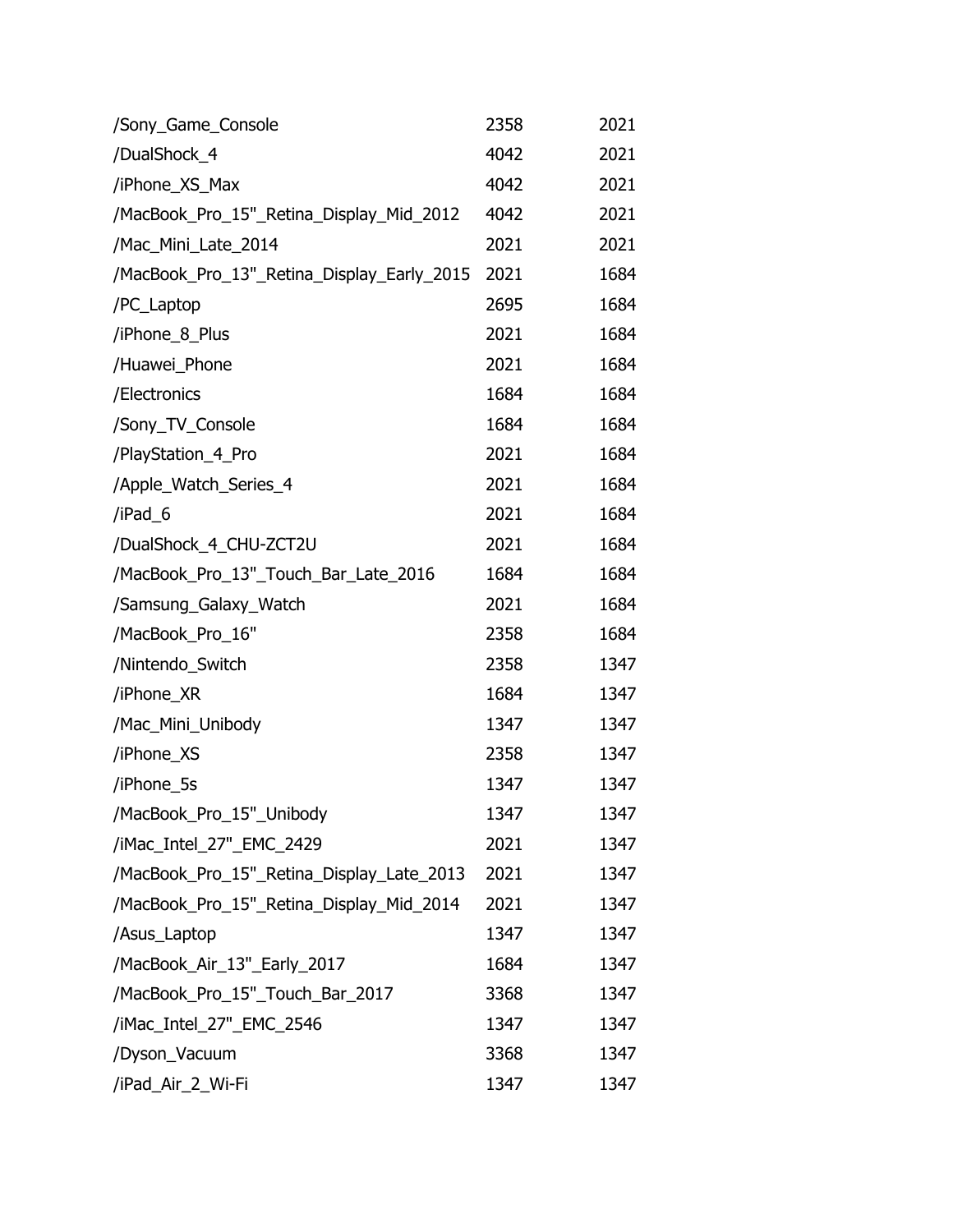| | | |
|---|---|---|
| /Sony_Game_Console | 2358 | 2021 |
| /DualShock_4 | 4042 | 2021 |
| /iPhone_XS_Max | 4042 | 2021 |
| /MacBook_Pro_15"_Retina_Display_Mid_2012 | 4042 | 2021 |
| /Mac_Mini_Late_2014 | 2021 | 2021 |
| /MacBook_Pro_13"_Retina_Display_Early_2015 | 2021 | 1684 |
| /PC_Laptop | 2695 | 1684 |
| /iPhone_8_Plus | 2021 | 1684 |
| /Huawei_Phone | 2021 | 1684 |
| /Electronics | 1684 | 1684 |
| /Sony_TV_Console | 1684 | 1684 |
| /PlayStation_4_Pro | 2021 | 1684 |
| /Apple_Watch_Series_4 | 2021 | 1684 |
| /iPad_6 | 2021 | 1684 |
| /DualShock_4_CHU-ZCT2U | 2021 | 1684 |
| /MacBook_Pro_13"_Touch_Bar_Late_2016 | 1684 | 1684 |
| /Samsung_Galaxy_Watch | 2021 | 1684 |
| /MacBook_Pro_16" | 2358 | 1684 |
| /Nintendo_Switch | 2358 | 1347 |
| /iPhone_XR | 1684 | 1347 |
| /Mac_Mini_Unibody | 1347 | 1347 |
| /iPhone_XS | 2358 | 1347 |
| /iPhone_5s | 1347 | 1347 |
| /MacBook_Pro_15"_Unibody | 1347 | 1347 |
| /iMac_Intel_27"_EMC_2429 | 2021 | 1347 |
| /MacBook_Pro_15"_Retina_Display_Late_2013 | 2021 | 1347 |
| /MacBook_Pro_15"_Retina_Display_Mid_2014 | 2021 | 1347 |
| /Asus_Laptop | 1347 | 1347 |
| /MacBook_Air_13"_Early_2017 | 1684 | 1347 |
| /MacBook_Pro_15"_Touch_Bar_2017 | 3368 | 1347 |
| /iMac_Intel_27"_EMC_2546 | 1347 | 1347 |
| /Dyson_Vacuum | 3368 | 1347 |
| /iPad_Air_2_Wi-Fi | 1347 | 1347 |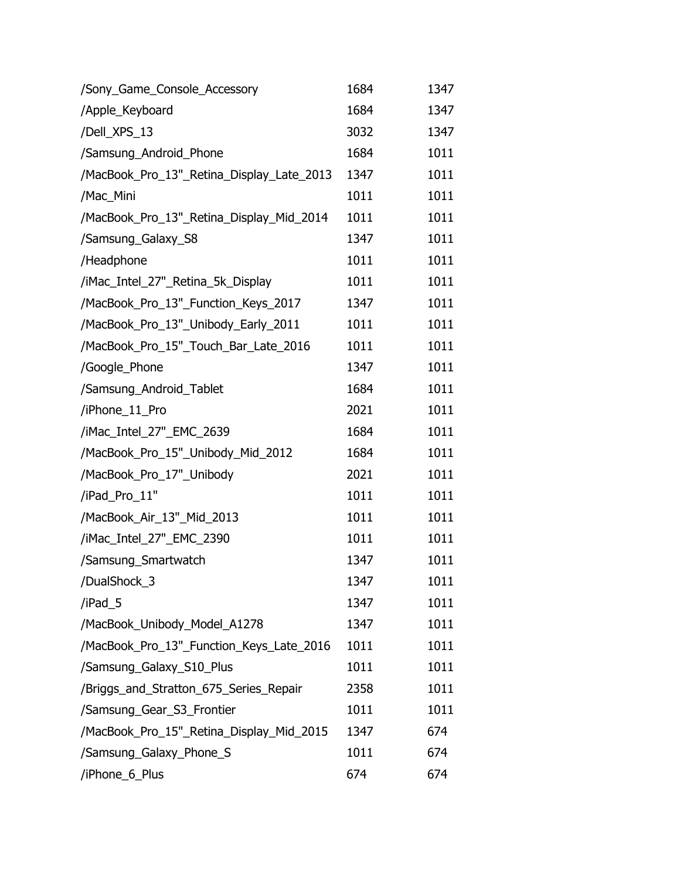| | | |
|---|---|---|
| /Sony_Game_Console_Accessory | 1684 | 1347 |
| /Apple_Keyboard | 1684 | 1347 |
| /Dell_XPS_13 | 3032 | 1347 |
| /Samsung_Android_Phone | 1684 | 1011 |
| /MacBook_Pro_13"_Retina_Display_Late_2013 | 1347 | 1011 |
| /Mac_Mini | 1011 | 1011 |
| /MacBook_Pro_13"_Retina_Display_Mid_2014 | 1011 | 1011 |
| /Samsung_Galaxy_S8 | 1347 | 1011 |
| /Headphone | 1011 | 1011 |
| /iMac_Intel_27"_Retina_5k_Display | 1011 | 1011 |
| /MacBook_Pro_13"_Function_Keys_2017 | 1347 | 1011 |
| /MacBook_Pro_13"_Unibody_Early_2011 | 1011 | 1011 |
| /MacBook_Pro_15"_Touch_Bar_Late_2016 | 1011 | 1011 |
| /Google_Phone | 1347 | 1011 |
| /Samsung_Android_Tablet | 1684 | 1011 |
| /iPhone_11_Pro | 2021 | 1011 |
| /iMac_Intel_27"_EMC_2639 | 1684 | 1011 |
| /MacBook_Pro_15"_Unibody_Mid_2012 | 1684 | 1011 |
| /MacBook_Pro_17"_Unibody | 2021 | 1011 |
| /iPad_Pro_11" | 1011 | 1011 |
| /MacBook_Air_13"_Mid_2013 | 1011 | 1011 |
| /iMac_Intel_27"_EMC_2390 | 1011 | 1011 |
| /Samsung_Smartwatch | 1347 | 1011 |
| /DualShock_3 | 1347 | 1011 |
| /iPad_5 | 1347 | 1011 |
| /MacBook_Unibody_Model_A1278 | 1347 | 1011 |
| /MacBook_Pro_13"_Function_Keys_Late_2016 | 1011 | 1011 |
| /Samsung_Galaxy_S10_Plus | 1011 | 1011 |
| /Briggs_and_Stratton_675_Series_Repair | 2358 | 1011 |
| /Samsung_Gear_S3_Frontier | 1011 | 1011 |
| /MacBook_Pro_15"_Retina_Display_Mid_2015 | 1347 | 674 |
| /Samsung_Galaxy_Phone_S | 1011 | 674 |
| /iPhone_6_Plus | 674 | 674 |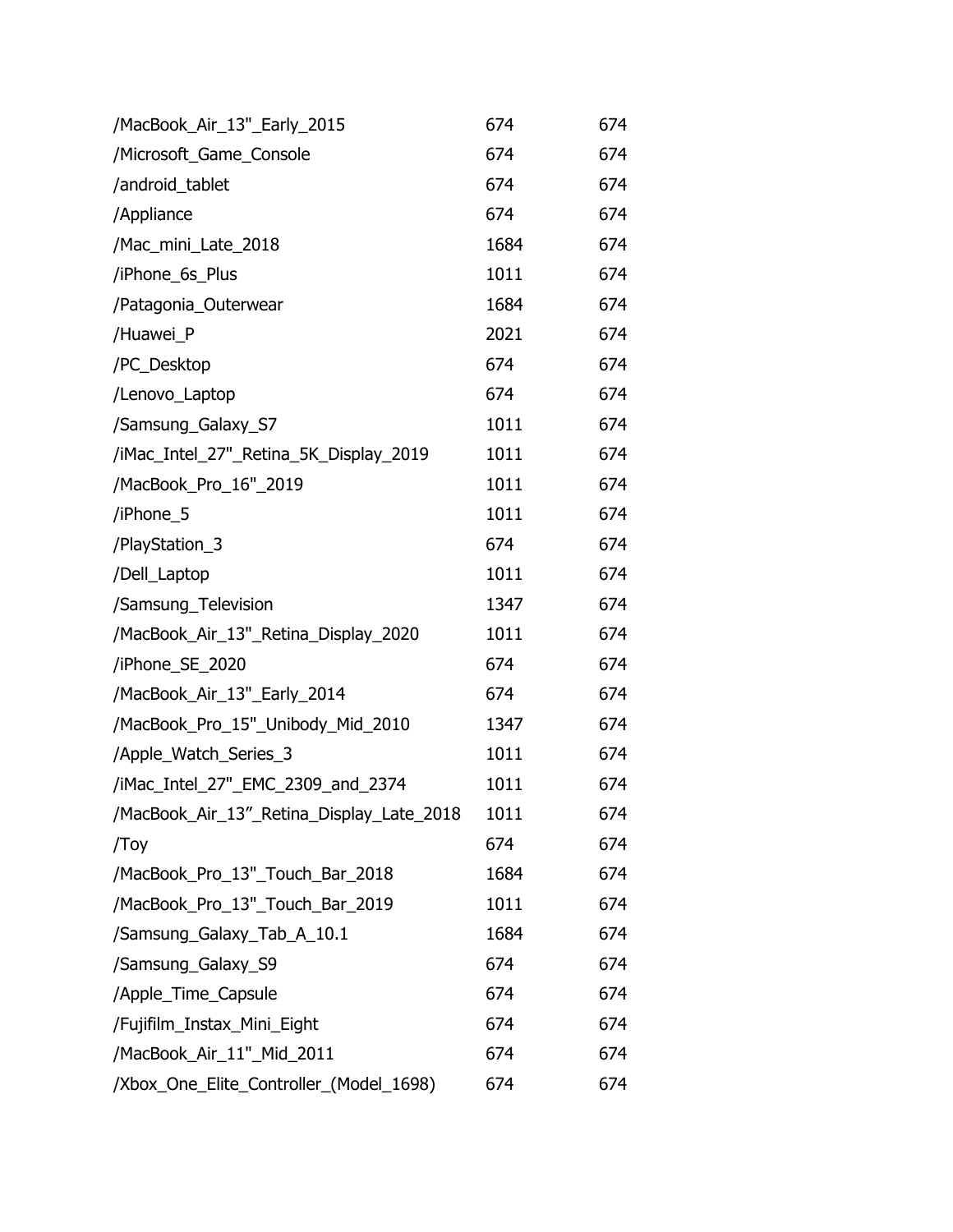| | | |
|---|---|---|
| /MacBook_Air_13"_Early_2015 | 674 | 674 |
| /Microsoft_Game_Console | 674 | 674 |
| /android_tablet | 674 | 674 |
| /Appliance | 674 | 674 |
| /Mac_mini_Late_2018 | 1684 | 674 |
| /iPhone_6s_Plus | 1011 | 674 |
| /Patagonia_Outerwear | 1684 | 674 |
| /Huawei_P | 2021 | 674 |
| /PC_Desktop | 674 | 674 |
| /Lenovo_Laptop | 674 | 674 |
| /Samsung_Galaxy_S7 | 1011 | 674 |
| /iMac_Intel_27"_Retina_5K_Display_2019 | 1011 | 674 |
| /MacBook_Pro_16"_2019 | 1011 | 674 |
| /iPhone_5 | 1011 | 674 |
| /PlayStation_3 | 674 | 674 |
| /Dell_Laptop | 1011 | 674 |
| /Samsung_Television | 1347 | 674 |
| /MacBook_Air_13"_Retina_Display_2020 | 1011 | 674 |
| /iPhone_SE_2020 | 674 | 674 |
| /MacBook_Air_13"_Early_2014 | 674 | 674 |
| /MacBook_Pro_15"_Unibody_Mid_2010 | 1347 | 674 |
| /Apple_Watch_Series_3 | 1011 | 674 |
| /iMac_Intel_27"_EMC_2309_and_2374 | 1011 | 674 |
| /MacBook_Air_13”_Retina_Display_Late_2018 | 1011 | 674 |
| /Toy | 674 | 674 |
| /MacBook_Pro_13"_Touch_Bar_2018 | 1684 | 674 |
| /MacBook_Pro_13"_Touch_Bar_2019 | 1011 | 674 |
| /Samsung_Galaxy_Tab_A_10.1 | 1684 | 674 |
| /Samsung_Galaxy_S9 | 674 | 674 |
| /Apple_Time_Capsule | 674 | 674 |
| /Fujifilm_Instax_Mini_Eight | 674 | 674 |
| /MacBook_Air_11"_Mid_2011 | 674 | 674 |
| /Xbox_One_Elite_Controller_(Model_1698) | 674 | 674 |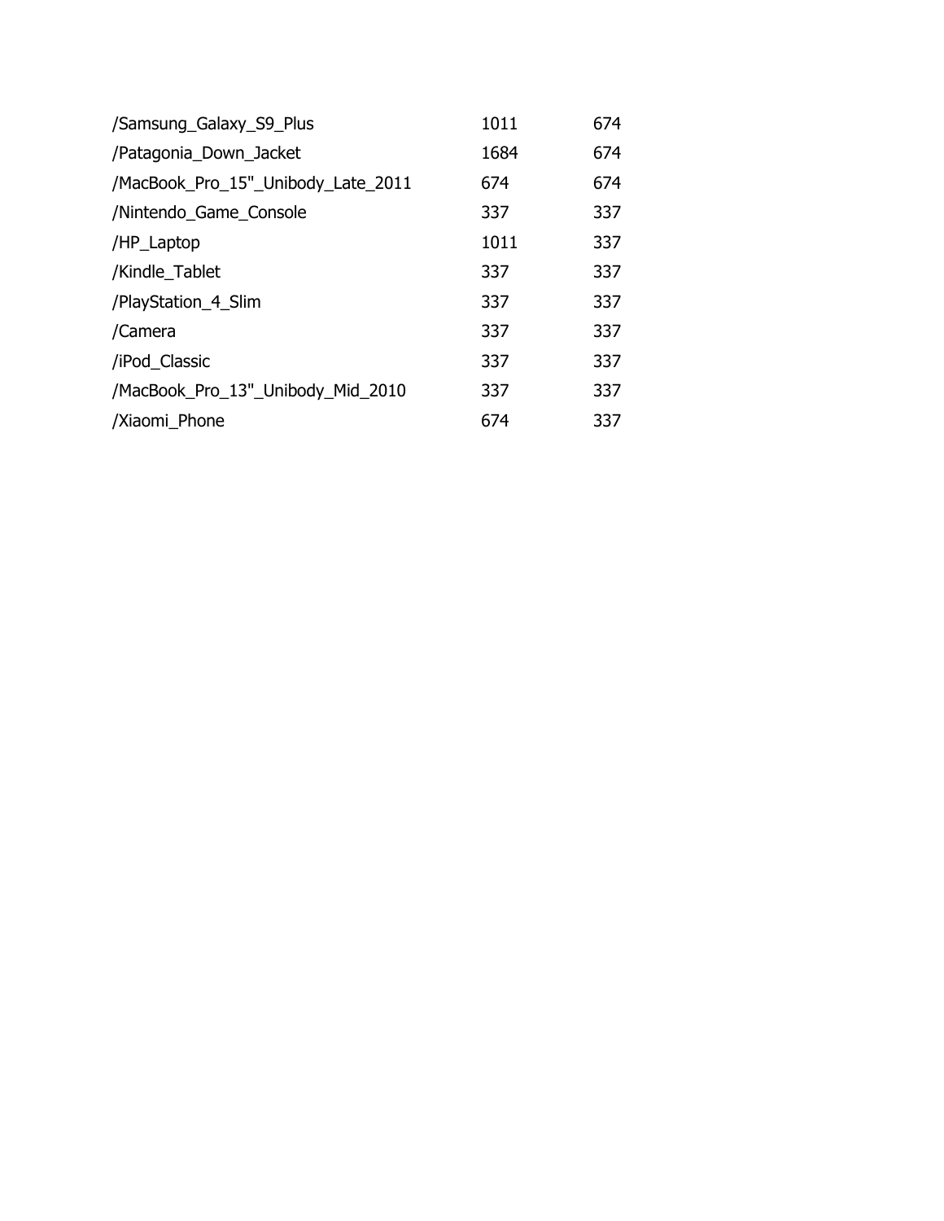| | | |
|---|---|---|
| /Samsung_Galaxy_S9_Plus | 1011 | 674 |
| /Patagonia_Down_Jacket | 1684 | 674 |
| /MacBook_Pro_15"_Unibody_Late_2011 | 674 | 674 |
| /Nintendo_Game_Console | 337 | 337 |
| /HP_Laptop | 1011 | 337 |
| /Kindle_Tablet | 337 | 337 |
| /PlayStation_4_Slim | 337 | 337 |
| /Camera | 337 | 337 |
| /iPod_Classic | 337 | 337 |
| /MacBook_Pro_13"_Unibody_Mid_2010 | 337 | 337 |
| /Xiaomi_Phone | 674 | 337 |